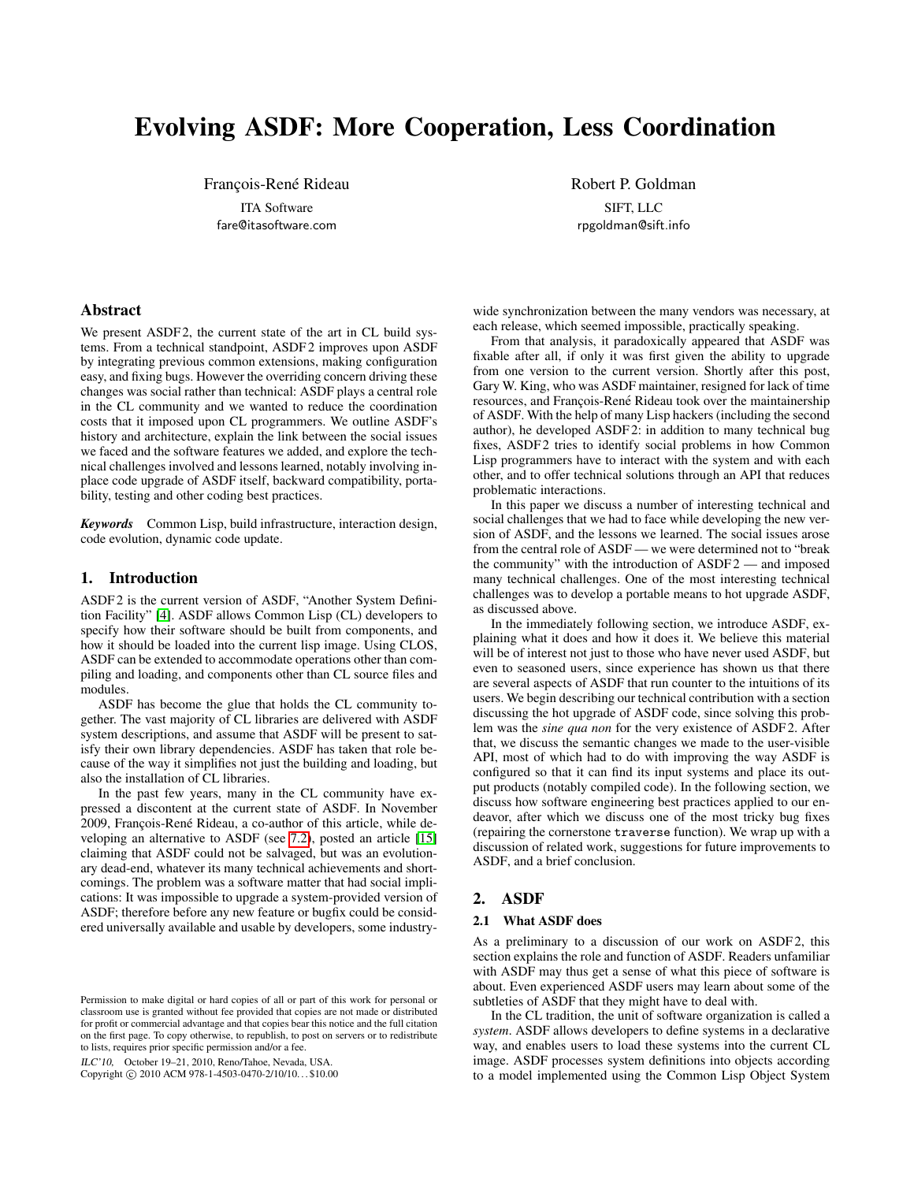# Evolving ASDF: More Cooperation, Less Coordination

François-René Rideau
ITA Software
fare@itasoftware.com

Robert P. Goldman
SIFT, LLC
rpgoldman@sift.info

## Abstract

We present ASDF 2, the current state of the art in CL build systems. From a technical standpoint, ASDF 2 improves upon ASDF by integrating previous common extensions, making configuration easy, and fixing bugs. However the overriding concern driving these changes was social rather than technical: ASDF plays a central role in the CL community and we wanted to reduce the coordination costs that it imposed upon CL programmers. We outline ASDF's history and architecture, explain the link between the social issues we faced and the software features we added, and explore the technical challenges involved and lessons learned, notably involving in-place code upgrade of ASDF itself, backward compatibility, portability, testing and other coding best practices.

***Keywords*** Common Lisp, build infrastructure, interaction design, code evolution, dynamic code update.

## 1. Introduction

ASDF 2 is the current version of ASDF, "Another System Definition Facility" [4]. ASDF allows Common Lisp (CL) developers to specify how their software should be built from components, and how it should be loaded into the current lisp image. Using CLOS, ASDF can be extended to accommodate operations other than compiling and loading, and components other than CL source files and modules.

ASDF has become the glue that holds the CL community together. The vast majority of CL libraries are delivered with ASDF system descriptions, and assume that ASDF will be present to satisfy their own library dependencies. ASDF has taken that role because of the way it simplifies not just the building and loading, but also the installation of CL libraries.

In the past few years, many in the CL community have expressed a discontent at the current state of ASDF. In November 2009, François-René Rideau, a co-author of this article, while developing an alternative to ASDF (see 7.2), posted an article [15] claiming that ASDF could not be salvaged, but was an evolutionary dead-end, whatever its many technical achievements and shortcomings. The problem was a software matter that had social implications: It was impossible to upgrade a system-provided version of ASDF; therefore before any new feature or bugfix could be considered universally available and usable by developers, some industry-wide synchronization between the many vendors was necessary, at each release, which seemed impossible, practically speaking.

From that analysis, it paradoxically appeared that ASDF was fixable after all, if only it was first given the ability to upgrade from one version to the current version. Shortly after this post, Gary W. King, who was ASDF maintainer, resigned for lack of time resources, and François-René Rideau took over the maintainership of ASDF. With the help of many Lisp hackers (including the second author), he developed ASDF 2: in addition to many technical bug fixes, ASDF 2 tries to identify social problems in how Common Lisp programmers have to interact with the system and with each other, and to offer technical solutions through an API that reduces problematic interactions.

In this paper we discuss a number of interesting technical and social challenges that we had to face while developing the new version of ASDF, and the lessons we learned. The social issues arose from the central role of ASDF — we were determined not to "break the community" with the introduction of ASDF 2 — and imposed many technical challenges. One of the most interesting technical challenges was to develop a portable means to hot upgrade ASDF, as discussed above.

In the immediately following section, we introduce ASDF, explaining what it does and how it does it. We believe this material will be of interest not just to those who have never used ASDF, but even to seasoned users, since experience has shown us that there are several aspects of ASDF that run counter to the intuitions of its users. We begin describing our technical contribution with a section discussing the hot upgrade of ASDF code, since solving this problem was the *sine qua non* for the very existence of ASDF 2. After that, we discuss the semantic changes we made to the user-visible API, most of which had to do with improving the way ASDF is configured so that it can find its input systems and place its output products (notably compiled code). In the following section, we discuss how software engineering best practices applied to our endeavor, after which we discuss one of the most tricky bug fixes (repairing the cornerstone `traverse` function). We wrap up with a discussion of related work, suggestions for future improvements to ASDF, and a brief conclusion.

## 2. ASDF

### 2.1 What ASDF does

As a preliminary to a discussion of our work on ASDF 2, this section explains the role and function of ASDF. Readers unfamiliar with ASDF may thus get a sense of what this piece of software is about. Even experienced ASDF users may learn about some of the subtleties of ASDF that they might have to deal with.

In the CL tradition, the unit of software organization is called a *system*. ASDF allows developers to define systems in a declarative way, and enables users to load these systems into the current CL image. ASDF processes system definitions into objects according to a model implemented using the Common Lisp Object System

Permission to make digital or hard copies of all or part of this work for personal or classroom use is granted without fee provided that copies are not made or distributed for profit or commercial advantage and that copies bear this notice and the full citation on the first page. To copy otherwise, to republish, to post on servers or to redistribute to lists, requires prior specific permission and/or a fee.

*ILC'10*, October 19–21, 2010, Reno/Tahoe, Nevada, USA.
Copyright © 2010 ACM 978-1-4503-0470-2/10/10...$10.00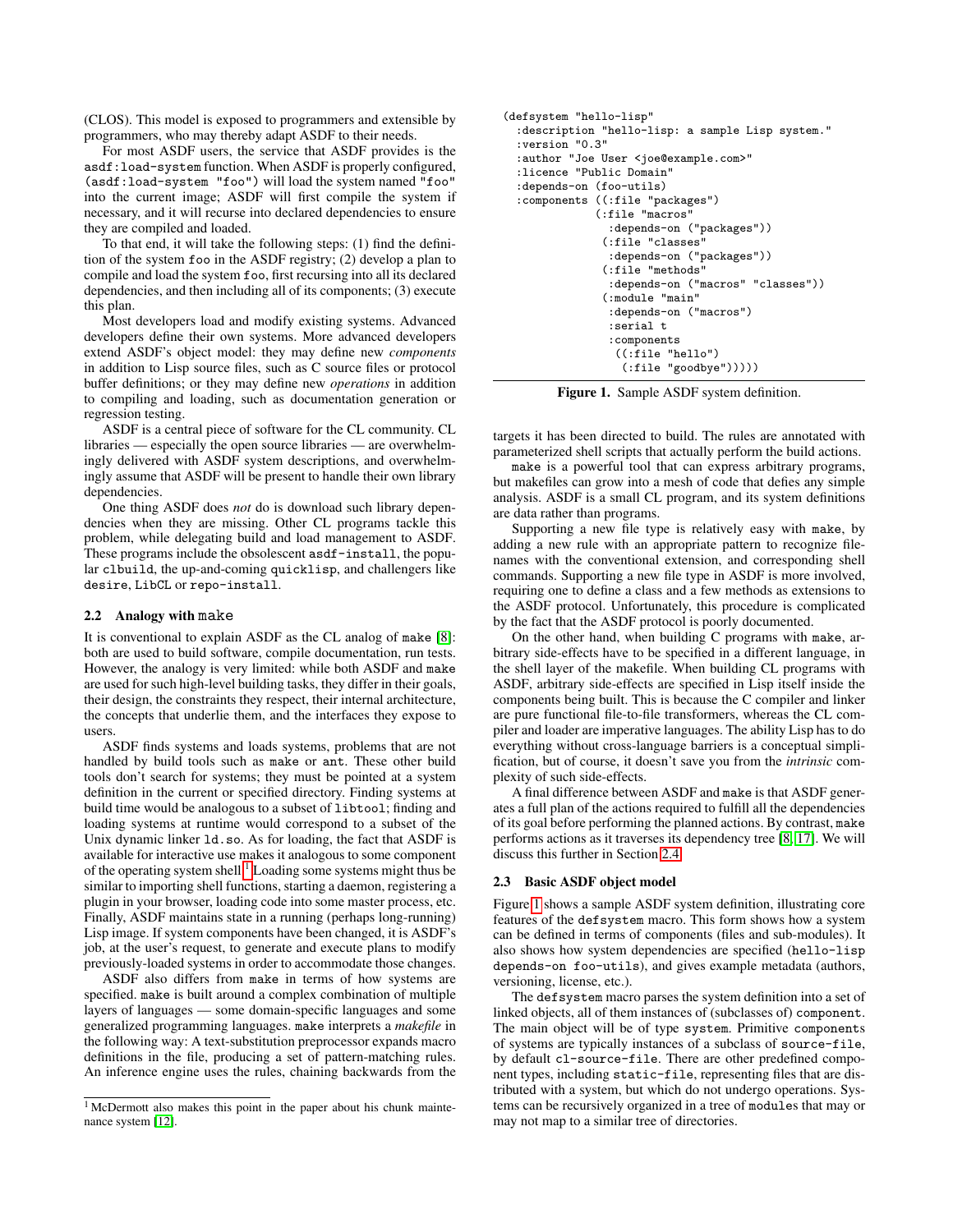(CLOS). This model is exposed to programmers and extensible by programmers, who may thereby adapt ASDF to their needs.

For most ASDF users, the service that ASDF provides is the `asdf:load-system` function. When ASDF is properly configured, `(asdf:load-system "foo")` will load the system named `"foo"` into the current image; ASDF will first compile the system if necessary, and it will recurse into declared dependencies to ensure they are compiled and loaded.

To that end, it will take the following steps: (1) find the definition of the system `foo` in the ASDF registry; (2) develop a plan to compile and load the system `foo`, first recursing into all its declared dependencies, and then including all of its components; (3) execute this plan.

Most developers load and modify existing systems. Advanced developers define their own systems. More advanced developers extend ASDF's object model: they may define new *components* in addition to Lisp source files, such as C source files or protocol buffer definitions; or they may define new *operations* in addition to compiling and loading, such as documentation generation or regression testing.

ASDF is a central piece of software for the CL community. CL libraries — especially the open source libraries — are overwhelmingly delivered with ASDF system descriptions, and overwhelmingly assume that ASDF will be present to handle their own library dependencies.

One thing ASDF does *not* do is download such library dependencies when they are missing. Other CL programs tackle this problem, while delegating build and load management to ASDF. These programs include the obsolescent `asdf-install`, the popular `clbuild`, the up-and-coming `quicklisp`, and challengers like `desire`, `LibCL` or `repo-install`.

### 2.2 Analogy with `make`

It is conventional to explain ASDF as the CL analog of `make` [8]: both are used to build software, compile documentation, run tests. However, the analogy is very limited: while both ASDF and `make` are used for such high-level building tasks, they differ in their goals, their design, the constraints they respect, their internal architecture, the concepts that underlie them, and the interfaces they expose to users.

ASDF finds systems and loads systems, problems that are not handled by build tools such as `make` or `ant`. These other build tools don't search for systems; they must be pointed at a system definition in the current or specified directory. Finding systems at build time would be analogous to a subset of `libtool`; finding and loading systems at runtime would correspond to a subset of the Unix dynamic linker `ld.so`. As for loading, the fact that ASDF is available for interactive use makes it analogous to some component of the operating system shell.[1] Loading some systems might thus be similar to importing shell functions, starting a daemon, registering a plugin in your browser, loading code into some master process, etc. Finally, ASDF maintains state in a running (perhaps long-running) Lisp image. If system components have been changed, it is ASDF's job, at the user's request, to generate and execute plans to modify previously-loaded systems in order to accommodate those changes.

ASDF also differs from `make` in terms of how systems are specified. `make` is built around a complex combination of multiple layers of languages — some domain-specific languages and some generalized programming languages. `make` interprets a *makefile* in the following way: A text-substitution preprocessor expands macro definitions in the file, producing a set of pattern-matching rules. An inference engine uses the rules, chaining backwards from the targets it has been directed to build. The rules are annotated with parameterized shell scripts that actually perform the build actions.

`make` is a powerful tool that can express arbitrary programs, but makefiles can grow into a mesh of code that defies any simple analysis. ASDF is a small CL program, and its system definitions are data rather than programs.

Supporting a new file type is relatively easy with `make`, by adding a new rule with an appropriate pattern to recognize filenames with the conventional extension, and corresponding shell commands. Supporting a new file type in ASDF is more involved, requiring one to define a class and a few methods as extensions to the ASDF protocol. Unfortunately, this procedure is complicated by the fact that the ASDF protocol is poorly documented.

On the other hand, when building C programs with `make`, arbitrary side-effects have to be specified in a different language, in the shell layer of the makefile. When building CL programs with ASDF, arbitrary side-effects are specified in Lisp itself inside the components being built. This is because the C compiler and linker are pure functional file-to-file transformers, whereas the CL compiler and loader are imperative languages. The ability Lisp has to do everything without cross-language barriers is a conceptual simplification, but of course, it doesn't save you from the *intrinsic* complexity of such side-effects.

A final difference between ASDF and `make` is that ASDF generates a full plan of the actions required to fulfill all the dependencies of its goal before performing the planned actions. By contrast, `make` performs actions as it traverses its dependency tree [8, 17]. We will discuss this further in Section 2.4.

```lisp
(defsystem "hello-lisp"
  :description "hello-lisp: a sample Lisp system."
  :version "0.3"
  :author "Joe User <joe@example.com>"
  :licence "Public Domain"
  :depends-on (foo-utils)
  :components ((:file "packages")
               (:file "macros"
                :depends-on ("packages"))
               (:file "classes"
                :depends-on ("packages"))
               (:file "methods"
                :depends-on ("macros" "classes"))
               (:module "main"
                :depends-on ("macros")
                :serial t
                :components
                ((:file "hello")
                 (:file "goodbye")))))
```

**Figure 1.** Sample ASDF system definition.

### 2.3 Basic ASDF object model

Figure 1 shows a sample ASDF system definition, illustrating core features of the `defsystem` macro. This form shows how a system can be defined in terms of components (files and sub-modules). It also shows how system dependencies are specified (`hello-lisp depends-on foo-utils`), and gives example metadata (authors, versioning, license, etc.).

The `defsystem` macro parses the system definition into a set of linked objects, all of them instances of (subclasses of) `component`. The main object will be of type `system`. Primitive `components` of systems are typically instances of a subclass of `source-file`, by default `cl-source-file`. There are other predefined component types, including `static-file`, representing files that are distributed with a system, but which do not undergo operations. Systems can be recursively organized in a tree of `modules` that may or may not map to a similar tree of directories.

[1] McDermott also makes this point in the paper about his chunk maintenance system [12].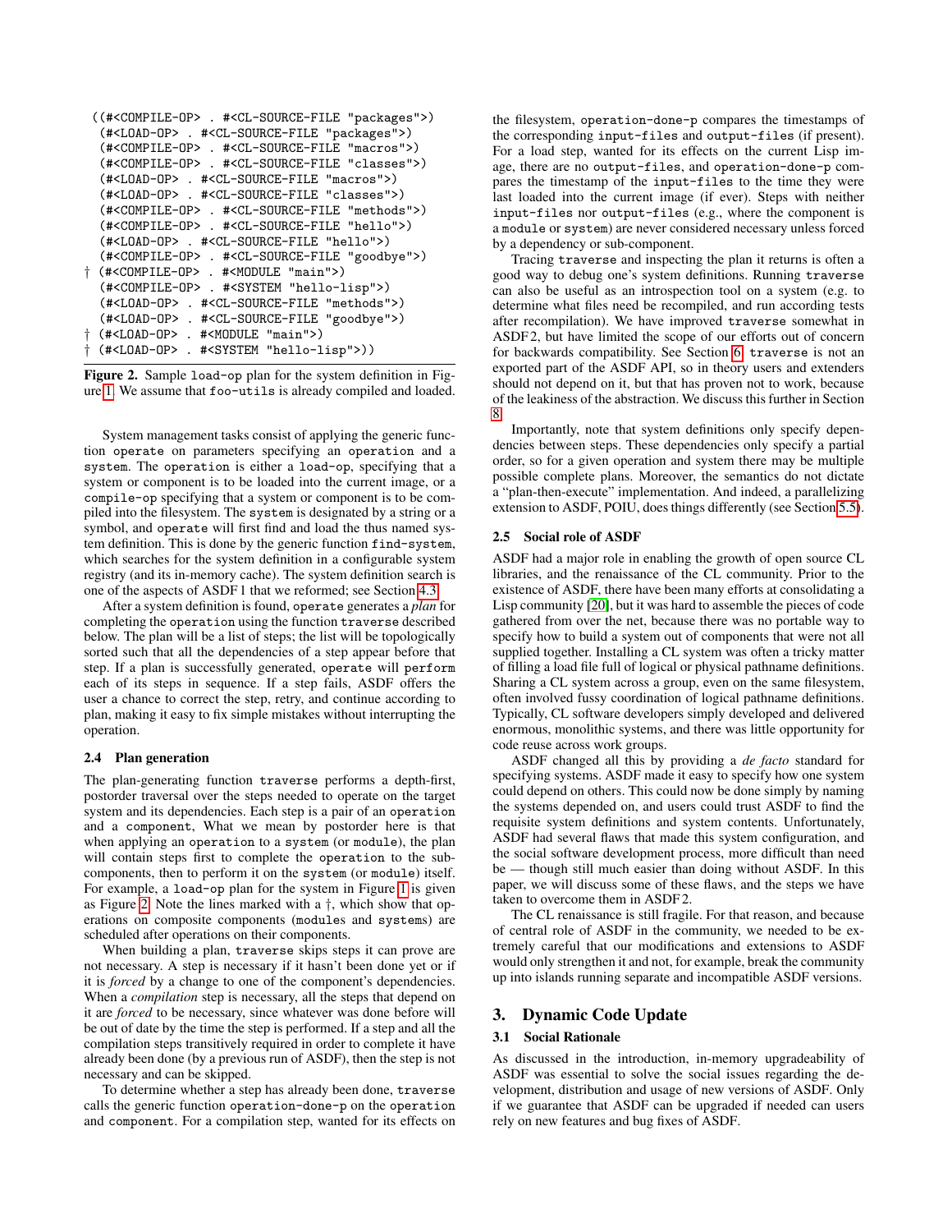```
 ((#<COMPILE-OP> . #<CL-SOURCE-FILE "packages">)
  (#<LOAD-OP> . #<CL-SOURCE-FILE "packages">)
  (#<COMPILE-OP> . #<CL-SOURCE-FILE "macros">)
  (#<COMPILE-OP> . #<CL-SOURCE-FILE "classes">)
  (#<LOAD-OP> . #<CL-SOURCE-FILE "macros">)
  (#<LOAD-OP> . #<CL-SOURCE-FILE "classes">)
  (#<COMPILE-OP> . #<CL-SOURCE-FILE "methods">)
  (#<COMPILE-OP> . #<CL-SOURCE-FILE "hello">)
  (#<LOAD-OP> . #<CL-SOURCE-FILE "hello">)
  (#<COMPILE-OP> . #<CL-SOURCE-FILE "goodbye">)
† (#<COMPILE-OP> . #<MODULE "main">)
  (#<COMPILE-OP> . #<SYSTEM "hello-lisp">)
  (#<LOAD-OP> . #<CL-SOURCE-FILE "methods">)
  (#<LOAD-OP> . #<CL-SOURCE-FILE "goodbye">)
† (#<LOAD-OP> . #<MODULE "main">)
† (#<LOAD-OP> . #<SYSTEM "hello-lisp">))
```

**Figure 2.** Sample `load-op` plan for the system definition in Figure 1. We assume that `foo-utils` is already compiled and loaded.

System management tasks consist of applying the generic function `operate` on parameters specifying an `operation` and a `system`. The `operation` is either a `load-op`, specifying that a system or component is to be loaded into the current image, or a `compile-op` specifying that a system or component is to be compiled into the filesystem. The `system` is designated by a string or a symbol, and `operate` will first find and load the thus named system definition. This is done by the generic function `find-system`, which searches for the system definition in a configurable system registry (and its in-memory cache). The system definition search is one of the aspects of ASDF 1 that we reformed; see Section 4.3.

After a system definition is found, `operate` generates a *plan* for completing the `operation` using the function `traverse` described below. The plan will be a list of steps; the list will be topologically sorted such that all the dependencies of a step appear before that step. If a plan is successfully generated, `operate` will `perform` each of its steps in sequence. If a step fails, ASDF offers the user a chance to correct the step, retry, and continue according to plan, making it easy to fix simple mistakes without interrupting the operation.

### 2.4 Plan generation

The plan-generating function `traverse` performs a depth-first, postorder traversal over the steps needed to operate on the target system and its dependencies. Each step is a pair of an `operation` and a `component`, What we mean by postorder here is that when applying an `operation` to a `system` (or `module`), the plan will contain steps first to complete the `operation` to the subcomponents, then to perform it on the `system` (or `module`) itself. For example, a `load-op` plan for the system in Figure 1 is given as Figure 2. Note the lines marked with a †, which show that operations on composite components (`modules` and `systems`) are scheduled after operations on their components.

When building a plan, `traverse` skips steps it can prove are not necessary. A step is necessary if it hasn't been done yet or if it is *forced* by a change to one of the component's dependencies. When a *compilation* step is necessary, all the steps that depend on it are *forced* to be necessary, since whatever was done before will be out of date by the time the step is performed. If a step and all the compilation steps transitively required in order to complete it have already been done (by a previous run of ASDF), then the step is not necessary and can be skipped.

To determine whether a step has already been done, `traverse` calls the generic function `operation-done-p` on the `operation` and `component`. For a compilation step, wanted for its effects on the filesystem, `operation-done-p` compares the timestamps of the corresponding `input-files` and `output-files` (if present). For a load step, wanted for its effects on the current Lisp image, there are no `output-files`, and `operation-done-p` compares the timestamp of the `input-files` to the time they were last loaded into the current image (if ever). Steps with neither `input-files` nor `output-files` (e.g., where the component is a `module` or `system`) are never considered necessary unless forced by a dependency or sub-component.

Tracing `traverse` and inspecting the plan it returns is often a good way to debug one's system definitions. Running `traverse` can also be useful as an introspection tool on a system (e.g. to determine what files need be recompiled, and run according tests after recompilation). We have improved `traverse` somewhat in ASDF 2, but have limited the scope of our efforts out of concern for backwards compatibility. See Section 6. `traverse` is not an exported part of the ASDF API, so in theory users and extenders should not depend on it, but that has proven not to work, because of the leakiness of the abstraction. We discuss this further in Section 8.

Importantly, note that system definitions only specify dependencies between steps. These dependencies only specify a partial order, so for a given operation and system there may be multiple possible complete plans. Moreover, the semantics do not dictate a "plan-then-execute" implementation. And indeed, a parallelizing extension to ASDF, POIU, does things differently (see Section 5.5).

### 2.5 Social role of ASDF

ASDF had a major role in enabling the growth of open source CL libraries, and the renaissance of the CL community. Prior to the existence of ASDF, there have been many efforts at consolidating a Lisp community [20], but it was hard to assemble the pieces of code gathered from over the net, because there was no portable way to specify how to build a system out of components that were not all supplied together. Installing a CL system was often a tricky matter of filling a load file full of logical or physical pathname definitions. Sharing a CL system across a group, even on the same filesystem, often involved fussy coordination of logical pathname definitions. Typically, CL software developers simply developed and delivered enormous, monolithic systems, and there was little opportunity for code reuse across work groups.

ASDF changed all this by providing a *de facto* standard for specifying systems. ASDF made it easy to specify how one system could depend on others. This could now be done simply by naming the systems depended on, and users could trust ASDF to find the requisite system definitions and system contents. Unfortunately, ASDF had several flaws that made this system configuration, and the social software development process, more difficult than need be — though still much easier than doing without ASDF. In this paper, we will discuss some of these flaws, and the steps we have taken to overcome them in ASDF 2.

The CL renaissance is still fragile. For that reason, and because of central role of ASDF in the community, we needed to be extremely careful that our modifications and extensions to ASDF would only strengthen it and not, for example, break the community up into islands running separate and incompatible ASDF versions.

## 3. Dynamic Code Update

### 3.1 Social Rationale

As discussed in the introduction, in-memory upgradeability of ASDF was essential to solve the social issues regarding the development, distribution and usage of new versions of ASDF. Only if we guarantee that ASDF can be upgraded if needed can users rely on new features and bug fixes of ASDF.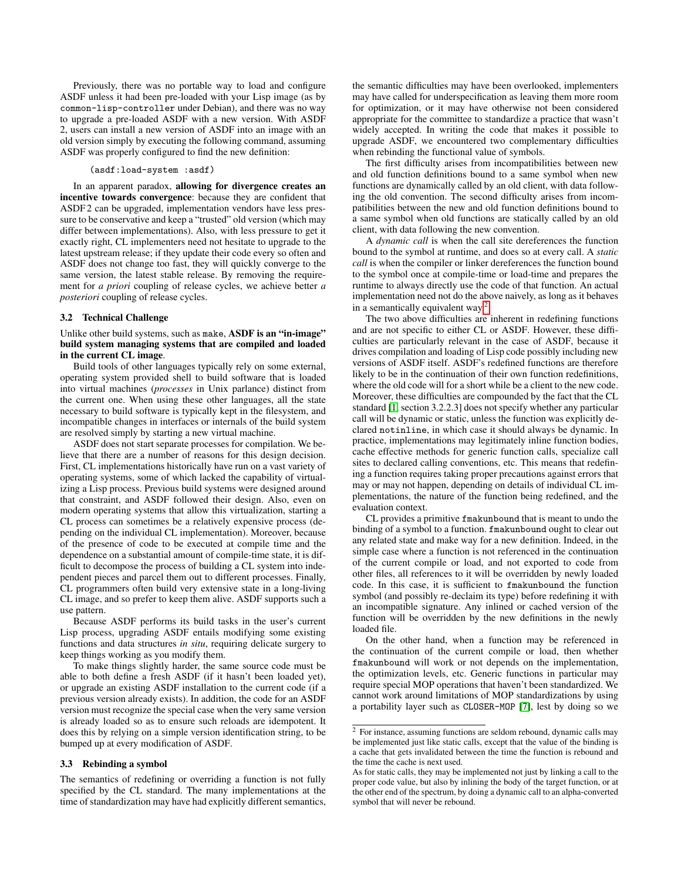Previously, there was no portable way to load and configure ASDF unless it had been pre-loaded with your Lisp image (as by `common-lisp-controller` under Debian), and there was no way to upgrade a pre-loaded ASDF with a new version. With ASDF 2, users can install a new version of ASDF into an image with an old version simply by executing the following command, assuming ASDF was properly configured to find the new definition:

```
(asdf:load-system :asdf)
```

In an apparent paradox, **allowing for divergence creates an incentive towards convergence**: because they are confident that ASDF 2 can be upgraded, implementation vendors have less pressure to be conservative and keep a "trusted" old version (which may differ between implementations). Also, with less pressure to get it exactly right, CL implementers need not hesitate to upgrade to the latest upstream release; if they update their code every so often and ASDF does not change too fast, they will quickly converge to the same version, the latest stable release. By removing the requirement for *a priori* coupling of release cycles, we achieve better *a posteriori* coupling of release cycles.

### 3.2 Technical Challenge

Unlike other build systems, such as `make`, **ASDF is an "in-image" build system managing systems that are compiled and loaded in the current CL image**.

Build tools of other languages typically rely on some external, operating system provided shell to build software that is loaded into virtual machines (*processes* in Unix parlance) distinct from the current one. When using these other languages, all the state necessary to build software is typically kept in the filesystem, and incompatible changes in interfaces or internals of the build system are resolved simply by starting a new virtual machine.

ASDF does not start separate processes for compilation. We believe that there are a number of reasons for this design decision. First, CL implementations historically have run on a vast variety of operating systems, some of which lacked the capability of virtualizing a Lisp process. Previous build systems were designed around that constraint, and ASDF followed their design. Also, even on modern operating systems that allow this virtualization, starting a CL process can sometimes be a relatively expensive process (depending on the individual CL implementation). Moreover, because of the presence of code to be executed at compile time and the dependence on a substantial amount of compile-time state, it is difficult to decompose the process of building a CL system into independent pieces and parcel them out to different processes. Finally, CL programmers often build very extensive state in a long-living CL image, and so prefer to keep them alive. ASDF supports such a use pattern.

Because ASDF performs its build tasks in the user's current Lisp process, upgrading ASDF entails modifying some existing functions and data structures *in situ*, requiring delicate surgery to keep things working as you modify them.

To make things slightly harder, the same source code must be able to both define a fresh ASDF (if it hasn't been loaded yet), or upgrade an existing ASDF installation to the current code (if a previous version already exists). In addition, the code for an ASDF version must recognize the special case when the very same version is already loaded so as to ensure such reloads are idempotent. It does this by relying on a simple version identification string, to be bumped up at every modification of ASDF.

### 3.3 Rebinding a symbol

The semantics of redefining or overriding a function is not fully specified by the CL standard. The many implementations at the time of standardization may have had explicitly different semantics, the semantic difficulties may have been overlooked, implementers may have called for underspecification as leaving them more room for optimization, or it may have otherwise not been considered appropriate for the committee to standardize a practice that wasn't widely accepted. In writing the code that makes it possible to upgrade ASDF, we encountered two complementary difficulties when rebinding the functional value of symbols.

The first difficulty arises from incompatibilities between new and old function definitions bound to a same symbol when new functions are dynamically called by an old client, with data following the old convention. The second difficulty arises from incompatibilities between the new and old function definitions bound to a same symbol when old functions are statically called by an old client, with data following the new convention.

A *dynamic call* is when the call site dereferences the function bound to the symbol at runtime, and does so at every call. A *static call* is when the compiler or linker dereferences the function bound to the symbol once at compile-time or load-time and prepares the runtime to always directly use the code of that function. An actual implementation need not do the above naively, as long as it behaves in a semantically equivalent way.[2]

The two above difficulties are inherent in redefining functions and are not specific to either CL or ASDF. However, these difficulties are particularly relevant in the case of ASDF, because it drives compilation and loading of Lisp code possibly including new versions of ASDF itself. ASDF's redefined functions are therefore likely to be in the continuation of their own function redefinitions, where the old code will for a short while be a client to the new code. Moreover, these difficulties are compounded by the fact that the CL standard [1, section 3.2.2.3] does not specify whether any particular call will be dynamic or static, unless the function was explicitly declared `notinline`, in which case it should always be dynamic. In practice, implementations may legitimately inline function bodies, cache effective methods for generic function calls, specialize call sites to declared calling conventions, etc. This means that redefining a function requires taking proper precautions against errors that may or may not happen, depending on details of individual CL implementations, the nature of the function being redefined, and the evaluation context.

CL provides a primitive `fmakunbound` that is meant to undo the binding of a symbol to a function. `fmakunbound` ought to clear out any related state and make way for a new definition. Indeed, in the simple case where a function is not referenced in the continuation of the current compile or load, and not exported to code from other files, all references to it will be overridden by newly loaded code. In this case, it is sufficient to `fmakunbound` the function symbol (and possibly re-declaim its type) before redefining it with an incompatible signature. Any inlined or cached version of the function will be overridden by the new definitions in the newly loaded file.

On the other hand, when a function may be referenced in the continuation of the current compile or load, then whether `fmakunbound` will work or not depends on the implementation, the optimization levels, etc. Generic functions in particular may require special MOP operations that haven't been standardized. We cannot work around limitations of MOP standardizations by using a portability layer such as CLOSER-MOP [7], lest by doing so we

---

[2] For instance, assuming functions are seldom rebound, dynamic calls may be implemented just like static calls, except that the value of the binding is a cache that gets invalidated between the time the function is rebound and the time the cache is next used.
As for static calls, they may be implemented not just by linking a call to the proper code value, but also by inlining the body of the target function, or at the other end of the spectrum, by doing a dynamic call to an alpha-converted symbol that will never be rebound.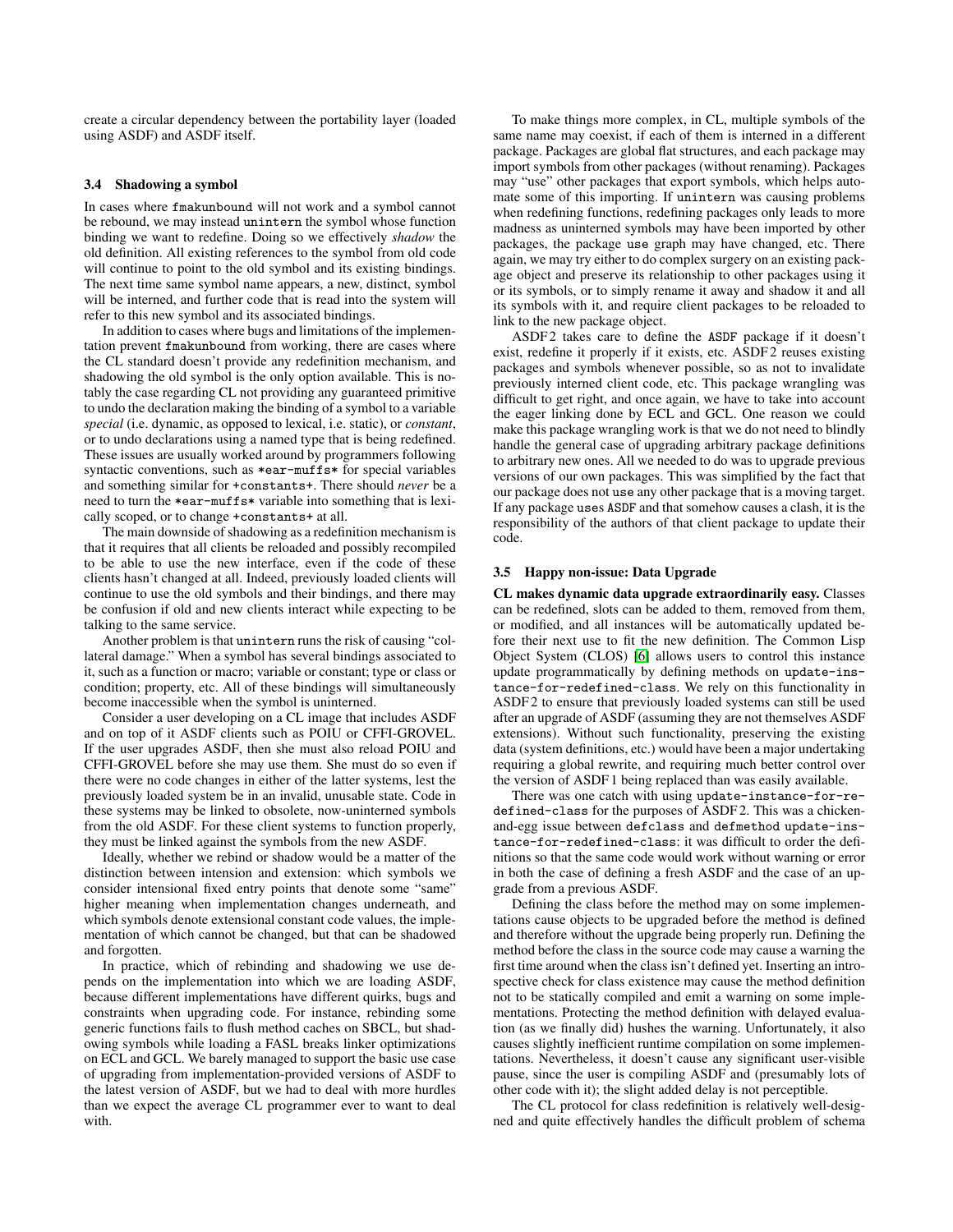create a circular dependency between the portability layer (loaded using ASDF) and ASDF itself.

### 3.4 Shadowing a symbol

In cases where `fmakunbound` will not work and a symbol cannot be rebound, we may instead `unintern` the symbol whose function binding we want to redefine. Doing so we effectively *shadow* the old definition. All existing references to the symbol from old code will continue to point to the old symbol and its existing bindings. The next time same symbol name appears, a new, distinct, symbol will be interned, and further code that is read into the system will refer to this new symbol and its associated bindings.

In addition to cases where bugs and limitations of the implementation prevent `fmakunbound` from working, there are cases where the CL standard doesn't provide any redefinition mechanism, and shadowing the old symbol is the only option available. This is notably the case regarding CL not providing any guaranteed primitive to undo the declaration making the binding of a symbol to a variable *special* (i.e. dynamic, as opposed to lexical, i.e. static), or *constant*, or to undo declarations using a named type that is being redefined. These issues are usually worked around by programmers following syntactic conventions, such as `*ear-muffs*` for special variables and something similar for `+constants+`. There should *never* be a need to turn the `*ear-muffs*` variable into something that is lexically scoped, or to change `+constants+` at all.

The main downside of shadowing as a redefinition mechanism is that it requires that all clients be reloaded and possibly recompiled to be able to use the new interface, even if the code of these clients hasn't changed at all. Indeed, previously loaded clients will continue to use the old symbols and their bindings, and there may be confusion if old and new clients interact while expecting to be talking to the same service.

Another problem is that `unintern` runs the risk of causing "collateral damage." When a symbol has several bindings associated to it, such as a function or macro; variable or constant; type or class or condition; property, etc. All of these bindings will simultaneously become inaccessible when the symbol is uninterned.

Consider a user developing on a CL image that includes ASDF and on top of it ASDF clients such as POIU or CFFI-GROVEL. If the user upgrades ASDF, then she must also reload POIU and CFFI-GROVEL before she may use them. She must do so even if there were no code changes in either of the latter systems, lest the previously loaded system be in an invalid, unusable state. Code in these systems may be linked to obsolete, now-uninterned symbols from the old ASDF. For these client systems to function properly, they must be linked against the symbols from the new ASDF.

Ideally, whether we rebind or shadow would be a matter of the distinction between intension and extension: which symbols we consider intensional fixed entry points that denote some "same" higher meaning when implementation changes underneath, and which symbols denote extensional constant code values, the implementation of which cannot be changed, but that can be shadowed and forgotten.

In practice, which of rebinding and shadowing we use depends on the implementation into which we are loading ASDF, because different implementations have different quirks, bugs and constraints when upgrading code. For instance, rebinding some generic functions fails to flush method caches on SBCL, but shadowing symbols while loading a FASL breaks linker optimizations on ECL and GCL. We barely managed to support the basic use case of upgrading from implementation-provided versions of ASDF to the latest version of ASDF, but we had to deal with more hurdles than we expect the average CL programmer ever to want to deal with.

To make things more complex, in CL, multiple symbols of the same name may coexist, if each of them is interned in a different package. Packages are global flat structures, and each package may import symbols from other packages (without renaming). Packages may "use" other packages that export symbols, which helps automate some of this importing. If `unintern` was causing problems when redefining functions, redefining packages only leads to more madness as uninterned symbols may have been imported by other packages, the package `use` graph may have changed, etc. There again, we may try either to do complex surgery on an existing package object and preserve its relationship to other packages using it or its symbols, or to simply rename it away and shadow it and all its symbols with it, and require client packages to be reloaded to link to the new package object.

ASDF 2 takes care to define the `ASDF` package if it doesn't exist, redefine it properly if it exists, etc. ASDF 2 reuses existing packages and symbols whenever possible, so as not to invalidate previously interned client code, etc. This package wrangling was difficult to get right, and once again, we have to take into account the eager linking done by ECL and GCL. One reason we could make this package wrangling work is that we do not need to blindly handle the general case of upgrading arbitrary package definitions to arbitrary new ones. All we needed to do was to upgrade previous versions of our own packages. This was simplified by the fact that our package does not `use` any other package that is a moving target. If any package `uses` `ASDF` and that somehow causes a clash, it is the responsibility of the authors of that client package to update their code.

### 3.5 Happy non-issue: Data Upgrade

**CL makes dynamic data upgrade extraordinarily easy.** Classes can be redefined, slots can be added to them, removed from them, or modified, and all instances will be automatically updated before their next use to fit the new definition. The Common Lisp Object System (CLOS) [6] allows users to control this instance update programmatically by defining methods on `update-instance-for-redefined-class`. We rely on this functionality in ASDF 2 to ensure that previously loaded systems can still be used after an upgrade of ASDF (assuming they are not themselves ASDF extensions). Without such functionality, preserving the existing data (system definitions, etc.) would have been a major undertaking requiring a global rewrite, and requiring much better control over the version of ASDF 1 being replaced than was easily available.

There was one catch with using `update-instance-for-redefined-class` for the purposes of ASDF 2. This was a chicken-and-egg issue between `defclass` and `defmethod update-instance-for-redefined-class`: it was difficult to order the definitions so that the same code would work without warning or error in both the case of defining a fresh ASDF and the case of an upgrade from a previous ASDF.

Defining the class before the method may on some implementations cause objects to be upgraded before the method is defined and therefore without the upgrade being properly run. Defining the method before the class in the source code may cause a warning the first time around when the class isn't defined yet. Inserting an introspective check for class existence may cause the method definition not to be statically compiled and emit a warning on some implementations. Protecting the method definition with delayed evaluation (as we finally did) hushes the warning. Unfortunately, it also causes slightly inefficient runtime compilation on some implementations. Nevertheless, it doesn't cause any significant user-visible pause, since the user is compiling ASDF and (presumably lots of other code with it); the slight added delay is not perceptible.

The CL protocol for class redefinition is relatively well-designed and quite effectively handles the difficult problem of schema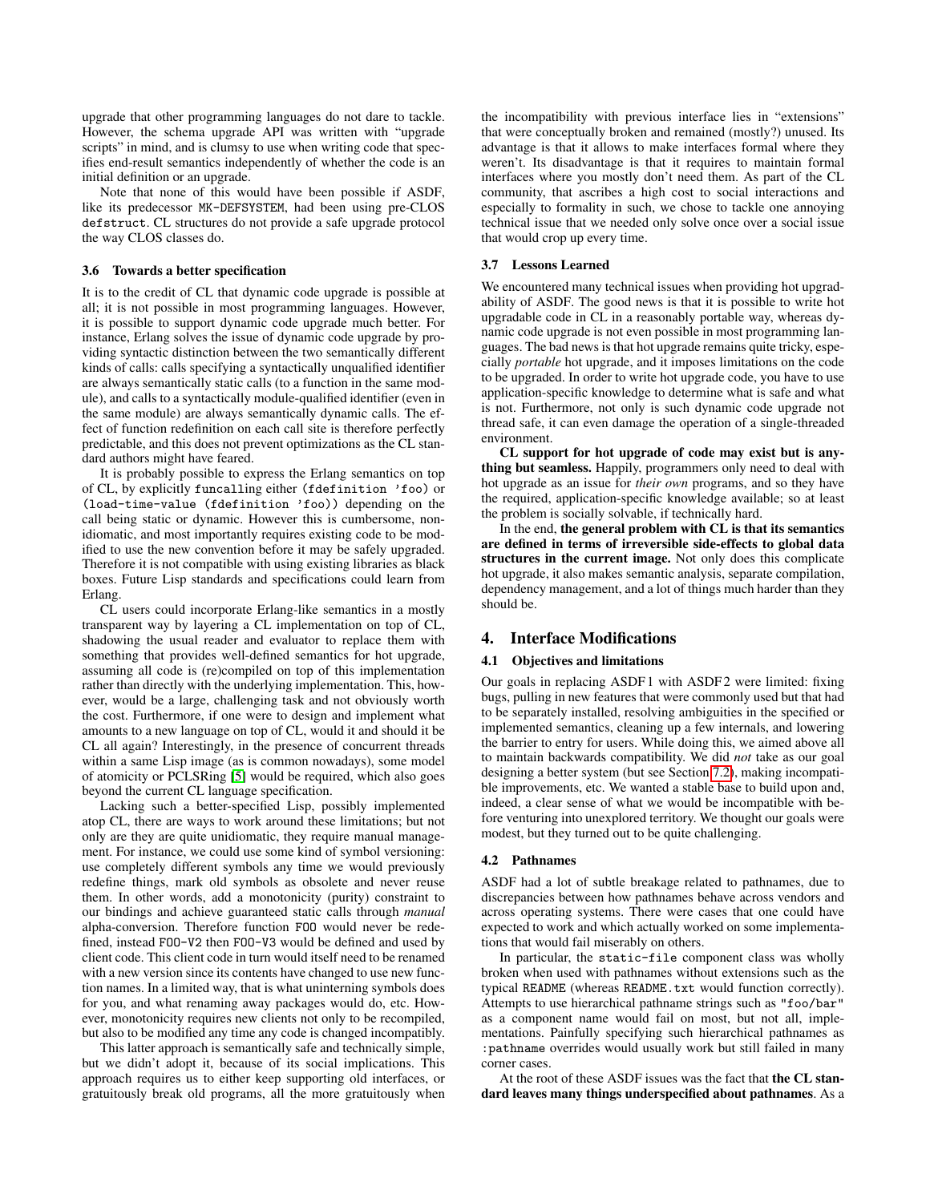upgrade that other programming languages do not dare to tackle. However, the schema upgrade API was written with "upgrade scripts" in mind, and is clumsy to use when writing code that specifies end-result semantics independently of whether the code is an initial definition or an upgrade.

Note that none of this would have been possible if ASDF, like its predecessor MK-DEFSYSTEM, had been using pre-CLOS defstruct. CL structures do not provide a safe upgrade protocol the way CLOS classes do.

### 3.6 Towards a better specification

It is to the credit of CL that dynamic code upgrade is possible at all; it is not possible in most programming languages. However, it is possible to support dynamic code upgrade much better. For instance, Erlang solves the issue of dynamic code upgrade by providing syntactic distinction between the two semantically different kinds of calls: calls specifying a syntactically unqualified identifier are always semantically static calls (to a function in the same module), and calls to a syntactically module-qualified identifier (even in the same module) are always semantically dynamic calls. The effect of function redefinition on each call site is therefore perfectly predictable, and this does not prevent optimizations as the CL standard authors might have feared.

It is probably possible to express the Erlang semantics on top of CL, by explicitly funcalling either (fdefinition 'foo) or (load-time-value (fdefinition 'foo)) depending on the call being static or dynamic. However this is cumbersome, non-idiomatic, and most importantly requires existing code to be modified to use the new convention before it may be safely upgraded. Therefore it is not compatible with using existing libraries as black boxes. Future Lisp standards and specifications could learn from Erlang.

CL users could incorporate Erlang-like semantics in a mostly transparent way by layering a CL implementation on top of CL, shadowing the usual reader and evaluator to replace them with something that provides well-defined semantics for hot upgrade, assuming all code is (re)compiled on top of this implementation rather than directly with the underlying implementation. This, however, would be a large, challenging task and not obviously worth the cost. Furthermore, if one were to design and implement what amounts to a new language on top of CL, would it and should it be CL all again? Interestingly, in the presence of concurrent threads within a same Lisp image (as is common nowadays), some model of atomicity or PCLSRing [5] would be required, which also goes beyond the current CL language specification.

Lacking such a better-specified Lisp, possibly implemented atop CL, there are ways to work around these limitations; but not only are they are quite unidiomatic, they require manual management. For instance, we could use some kind of symbol versioning: use completely different symbols any time we would previously redefine things, mark old symbols as obsolete and never reuse them. In other words, add a monotonicity (purity) constraint to our bindings and achieve guaranteed static calls through *manual* alpha-conversion. Therefore function FOO would never be redefined, instead FOO-V2 then FOO-V3 would be defined and used by client code. This client code in turn would itself need to be renamed with a new version since its contents have changed to use new function names. In a limited way, that is what uninterning symbols does for you, and what renaming away packages would do, etc. However, monotonicity requires new clients not only to be recompiled, but also to be modified any time any code is changed incompatibly.

This latter approach is semantically safe and technically simple, but we didn't adopt it, because of its social implications. This approach requires us to either keep supporting old interfaces, or gratuitously break old programs, all the more gratuitously when the incompatibility with previous interface lies in "extensions" that were conceptually broken and remained (mostly?) unused. Its advantage is that it allows to make interfaces formal where they weren't. Its disadvantage is that it requires to maintain formal interfaces where you mostly don't need them. As part of the CL community, that ascribes a high cost to social interactions and especially to formality in such, we chose to tackle one annoying technical issue that we needed only solve once over a social issue that would crop up every time.

### 3.7 Lessons Learned

We encountered many technical issues when providing hot upgradability of ASDF. The good news is that it is possible to write hot upgradable code in CL in a reasonably portable way, whereas dynamic code upgrade is not even possible in most programming languages. The bad news is that hot upgrade remains quite tricky, especially *portable* hot upgrade, and it imposes limitations on the code to be upgraded. In order to write hot upgrade code, you have to use application-specific knowledge to determine what is safe and what is not. Furthermore, not only is such dynamic code upgrade not thread safe, it can even damage the operation of a single-threaded environment.

**CL support for hot upgrade of code may exist but is anything but seamless.** Happily, programmers only need to deal with hot upgrade as an issue for *their own* programs, and so they have the required, application-specific knowledge available; so at least the problem is socially solvable, if technically hard.

In the end, **the general problem with CL is that its semantics are defined in terms of irreversible side-effects to global data structures in the current image.** Not only does this complicate hot upgrade, it also makes semantic analysis, separate compilation, dependency management, and a lot of things much harder than they should be.

## 4. Interface Modifications

### 4.1 Objectives and limitations

Our goals in replacing ASDF 1 with ASDF 2 were limited: fixing bugs, pulling in new features that were commonly used but that had to be separately installed, resolving ambiguities in the specified or implemented semantics, cleaning up a few internals, and lowering the barrier to entry for users. While doing this, we aimed above all to maintain backwards compatibility. We did *not* take as our goal designing a better system (but see Section 7.2), making incompatible improvements, etc. We wanted a stable base to build upon and, indeed, a clear sense of what we would be incompatible with before venturing into unexplored territory. We thought our goals were modest, but they turned out to be quite challenging.

### 4.2 Pathnames

ASDF had a lot of subtle breakage related to pathnames, due to discrepancies between how pathnames behave across vendors and across operating systems. There were cases that one could have expected to work and which actually worked on some implementations that would fail miserably on others.

In particular, the static-file component class was wholly broken when used with pathnames without extensions such as the typical README (whereas README.txt would function correctly). Attempts to use hierarchical pathname strings such as "foo/bar" as a component name would fail on most, but not all, implementations. Painfully specifying such hierarchical pathnames as :pathname overrides would usually work but still failed in many corner cases.

At the root of these ASDF issues was the fact that **the CL standard leaves many things underspecified about pathnames**. As a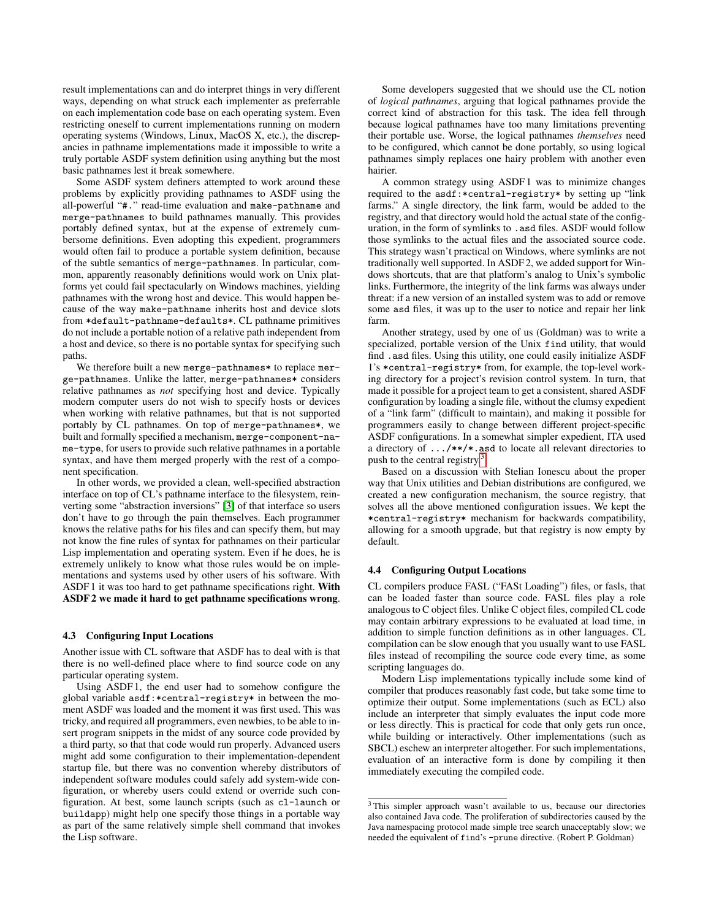result implementations can and do interpret things in very different ways, depending on what struck each implementer as preferrable on each implementation code base on each operating system. Even restricting oneself to current implementations running on modern operating systems (Windows, Linux, MacOS X, etc.), the discrepancies in pathname implementations made it impossible to write a truly portable ASDF system definition using anything but the most basic pathnames lest it break somewhere.

Some ASDF system definers attempted to work around these problems by explicitly providing pathnames to ASDF using the all-powerful "`#.`" read-time evaluation and `make-pathname` and `merge-pathnames` to build pathnames manually. This provides portably defined syntax, but at the expense of extremely cumbersome definitions. Even adopting this expedient, programmers would often fail to produce a portable system definition, because of the subtle semantics of `merge-pathnames`. In particular, common, apparently reasonably definitions would work on Unix platforms yet could fail spectacularly on Windows machines, yielding pathnames with the wrong host and device. This would happen because of the way `make-pathname` inherits host and device slots from `*default-pathname-defaults*`. CL pathname primitives do not include a portable notion of a relative path independent from a host and device, so there is no portable syntax for specifying such paths.

We therefore built a new `merge-pathnames*` to replace `merge-pathnames`. Unlike the latter, `merge-pathnames*` considers relative pathnames as *not* specifying host and device. Typically modern computer users do not wish to specify hosts or devices when working with relative pathnames, but that is not supported portably by CL pathnames. On top of `merge-pathnames*`, we built and formally specified a mechanism, `merge-component-name-type`, for users to provide such relative pathnames in a portable syntax, and have them merged properly with the rest of a component specification.

In other words, we provided a clean, well-specified abstraction interface on top of CL's pathname interface to the filesystem, reinverting some "abstraction inversions" [3] of that interface so users don't have to go through the pain themselves. Each programmer knows the relative paths for his files and can specify them, but may not know the fine rules of syntax for pathnames on their particular Lisp implementation and operating system. Even if he does, he is extremely unlikely to know what those rules would be on implementations and systems used by other users of his software. With ASDF 1 it was too hard to get pathname specifications right. **With ASDF 2 we made it hard to get pathname specifications wrong**.

### 4.3 Configuring Input Locations

Another issue with CL software that ASDF has to deal with is that there is no well-defined place where to find source code on any particular operating system.

Using ASDF 1, the end user had to somehow configure the global variable `asdf:*central-registry*` in between the moment ASDF was loaded and the moment it was first used. This was tricky, and required all programmers, even newbies, to be able to insert program snippets in the midst of any source code provided by a third party, so that that code would run properly. Advanced users might add some configuration to their implementation-dependent startup file, but there was no convention whereby distributors of independent software modules could safely add system-wide configuration, or whereby users could extend or override such configuration. At best, some launch scripts (such as `cl-launch` or `buildapp`) might help one specify those things in a portable way as part of the same relatively simple shell command that invokes the Lisp software.

Some developers suggested that we should use the CL notion of *logical pathnames*, arguing that logical pathnames provide the correct kind of abstraction for this task. The idea fell through because logical pathnames have too many limitations preventing their portable use. Worse, the logical pathnames *themselves* need to be configured, which cannot be done portably, so using logical pathnames simply replaces one hairy problem with another even hairier.

A common strategy using ASDF 1 was to minimize changes required to the `asdf:*central-registry*` by setting up "link farms." A single directory, the link farm, would be added to the registry, and that directory would hold the actual state of the configuration, in the form of symlinks to `.asd` files. ASDF would follow those symlinks to the actual files and the associated source code. This strategy wasn't practical on Windows, where symlinks are not traditionally well supported. In ASDF 2, we added support for Windows shortcuts, that are that platform's analog to Unix's symbolic links. Furthermore, the integrity of the link farms was always under threat: if a new version of an installed system was to add or remove some `asd` files, it was up to the user to notice and repair her link farm.

Another strategy, used by one of us (Goldman) was to write a specialized, portable version of the Unix `find` utility, that would find `.asd` files. Using this utility, one could easily initialize ASDF 1's `*central-registry*` from, for example, the top-level working directory for a project's revision control system. In turn, that made it possible for a project team to get a consistent, shared ASDF configuration by loading a single file, without the clumsy expedient of a "link farm" (difficult to maintain), and making it possible for programmers easily to change between different project-specific ASDF configurations. In a somewhat simpler expedient, ITA used a directory of `.../**/*.asd` to locate all relevant directories to push to the central registry.[3]

Based on a discussion with Stelian Ionescu about the proper way that Unix utilities and Debian distributions are configured, we created a new configuration mechanism, the source registry, that solves all the above mentioned configuration issues. We kept the `*central-registry*` mechanism for backwards compatibility, allowing for a smooth upgrade, but that registry is now empty by default.

### 4.4 Configuring Output Locations

CL compilers produce FASL ("FASt Loading") files, or fasls, that can be loaded faster than source code. FASL files play a role analogous to C object files. Unlike C object files, compiled CL code may contain arbitrary expressions to be evaluated at load time, in addition to simple function definitions as in other languages. CL compilation can be slow enough that you usually want to use FASL files instead of recompiling the source code every time, as some scripting languages do.

Modern Lisp implementations typically include some kind of compiler that produces reasonably fast code, but take some time to optimize their output. Some implementations (such as ECL) also include an interpreter that simply evaluates the input code more or less directly. This is practical for code that only gets run once, while building or interactively. Other implementations (such as SBCL) eschew an interpreter altogether. For such implementations, evaluation of an interactive form is done by compiling it then immediately executing the compiled code.

[3] This simpler approach wasn't available to us, because our directories also contained Java code. The proliferation of subdirectories caused by the Java namespacing protocol made simple tree search unacceptably slow; we needed the equivalent of `find`'s `-prune` directive. (Robert P. Goldman)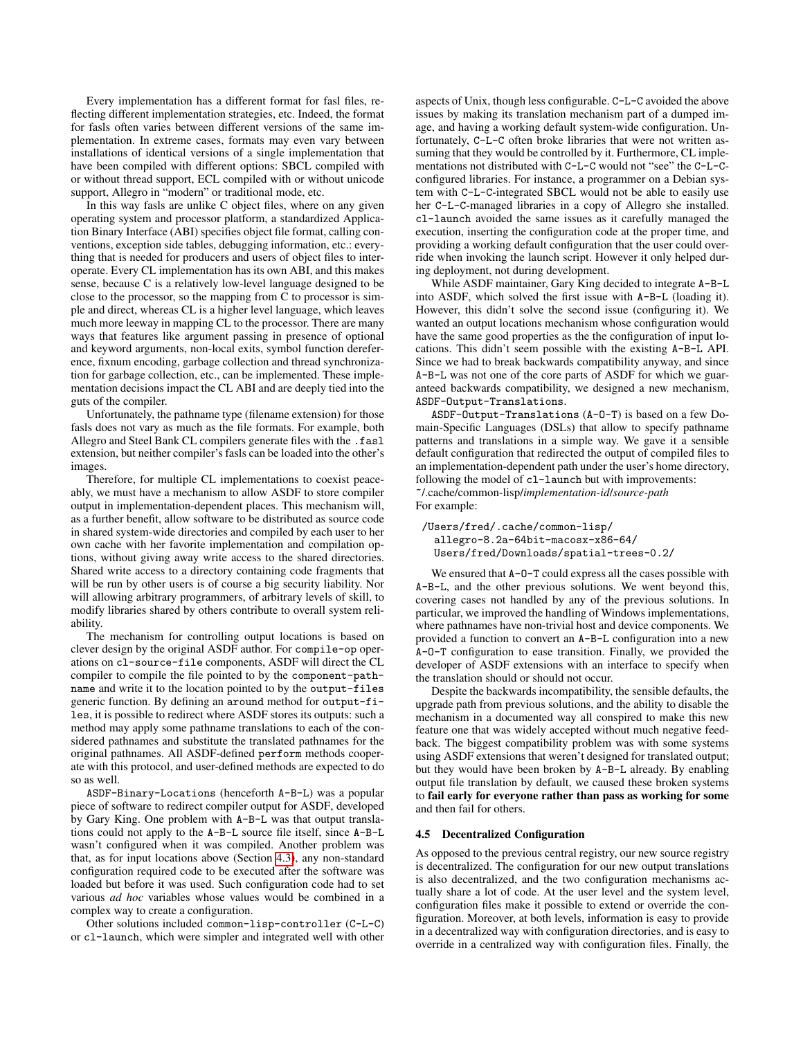Every implementation has a different format for fasl files, reflecting different implementation strategies, etc. Indeed, the format for fasls often varies between different versions of the same implementation. In extreme cases, formats may even vary between installations of identical versions of a single implementation that have been compiled with different options: SBCL compiled with or without thread support, ECL compiled with or without unicode support, Allegro in "modern" or traditional mode, etc.

In this way fasls are unlike C object files, where on any given operating system and processor platform, a standardized Application Binary Interface (ABI) specifies object file format, calling conventions, exception side tables, debugging information, etc.: everything that is needed for producers and users of object files to interoperate. Every CL implementation has its own ABI, and this makes sense, because C is a relatively low-level language designed to be close to the processor, so the mapping from C to processor is simple and direct, whereas CL is a higher level language, which leaves much more leeway in mapping CL to the processor. There are many ways that features like argument passing in presence of optional and keyword arguments, non-local exits, symbol function dereference, fixnum encoding, garbage collection and thread synchronization for garbage collection, etc., can be implemented. These implementation decisions impact the CL ABI and are deeply tied into the guts of the compiler.

Unfortunately, the pathname type (filename extension) for those fasls does not vary as much as the file formats. For example, both Allegro and Steel Bank CL compilers generate files with the `.fasl` extension, but neither compiler's fasls can be loaded into the other's images.

Therefore, for multiple CL implementations to coexist peaceably, we must have a mechanism to allow ASDF to store compiler output in implementation-dependent places. This mechanism will, as a further benefit, allow software to be distributed as source code in shared system-wide directories and compiled by each user to her own cache with her favorite implementation and compilation options, without giving away write access to the shared directories. Shared write access to a directory containing code fragments that will be run by other users is of course a big security liability. Nor will allowing arbitrary programmers, of arbitrary levels of skill, to modify libraries shared by others contribute to overall system reliability.

The mechanism for controlling output locations is based on clever design by the original ASDF author. For `compile-op` operations on `cl-source-file` components, ASDF will direct the CL compiler to compile the file pointed to by the `component-pathname` and write it to the location pointed to by the `output-files` generic function. By defining an `around` method for `output-files`, it is possible to redirect where ASDF stores its outputs: such a method may apply some pathname translations to each of the considered pathnames and substitute the translated pathnames for the original pathnames. All ASDF-defined `perform` methods cooperate with this protocol, and user-defined methods are expected to do so as well.

`ASDF-Binary-Locations` (henceforth `A-B-L`) was a popular piece of software to redirect compiler output for ASDF, developed by Gary King. One problem with `A-B-L` was that output translations could not apply to the `A-B-L` source file itself, since `A-B-L` wasn't configured when it was compiled. Another problem was that, as for input locations above (Section 4.3), any non-standard configuration required code to be executed after the software was loaded but before it was used. Such configuration code had to set various *ad hoc* variables whose values would be combined in a complex way to create a configuration.

Other solutions included `common-lisp-controller` (`C-L-C`) or `cl-launch`, which were simpler and integrated well with other aspects of Unix, though less configurable. `C-L-C` avoided the above issues by making its translation mechanism part of a dumped image, and having a working default system-wide configuration. Unfortunately, `C-L-C` often broke libraries that were not written assuming that they would be controlled by it. Furthermore, CL implementations not distributed with `C-L-C` would not "see" the `C-L-C`-configured libraries. For instance, a programmer on a Debian system with `C-L-C`-integrated SBCL would not be able to easily use her `C-L-C`-managed libraries in a copy of Allegro she installed. `cl-launch` avoided the same issues as it carefully managed the execution, inserting the configuration code at the proper time, and providing a working default configuration that the user could override when invoking the launch script. However it only helped during deployment, not during development.

While ASDF maintainer, Gary King decided to integrate `A-B-L` into ASDF, which solved the first issue with `A-B-L` (loading it). However, this didn't solve the second issue (configuring it). We wanted an output locations mechanism whose configuration would have the same good properties as the the configuration of input locations. This didn't seem possible with the existing `A-B-L` API. Since we had to break backwards compatibility anyway, and since `A-B-L` was not one of the core parts of ASDF for which we guaranteed backwards compatibility, we designed a new mechanism, `ASDF-Output-Translations`.

`ASDF-Output-Translations` (`A-O-T`) is based on a few Domain-Specific Languages (DSLs) that allow to specify pathname patterns and translations in a simple way. We gave it a sensible default configuration that redirected the output of compiled files to an implementation-dependent path under the user's home directory, following the model of `cl-launch` but with improvements:
~/.cache/common-lisp/*implementation-id*/*source-path*
For example:

```
/Users/fred/.cache/common-lisp/
  allegro-8.2a-64bit-macosx-x86-64/
  Users/fred/Downloads/spatial-trees-0.2/
```

We ensured that `A-O-T` could express all the cases possible with `A-B-L`, and the other previous solutions. We went beyond this, covering cases not handled by any of the previous solutions. In particular, we improved the handling of Windows implementations, where pathnames have non-trivial host and device components. We provided a function to convert an `A-B-L` configuration into a new `A-O-T` configuration to ease transition. Finally, we provided the developer of ASDF extensions with an interface to specify when the translation should or should not occur.

Despite the backwards incompatibility, the sensible defaults, the upgrade path from previous solutions, and the ability to disable the mechanism in a documented way all conspired to make this new feature one that was widely accepted without much negative feedback. The biggest compatibility problem was with some systems using ASDF extensions that weren't designed for translated output; but they would have been broken by `A-B-L` already. By enabling output file translation by default, we caused these broken systems to **fail early for everyone rather than pass as working for some** and then fail for others.

### 4.5 Decentralized Configuration

As opposed to the previous central registry, our new source registry is decentralized. The configuration for our new output translations is also decentralized, and the two configuration mechanisms actually share a lot of code. At the user level and the system level, configuration files make it possible to extend or override the configuration. Moreover, at both levels, information is easy to provide in a decentralized way with configuration directories, and is easy to override in a centralized way with configuration files. Finally, the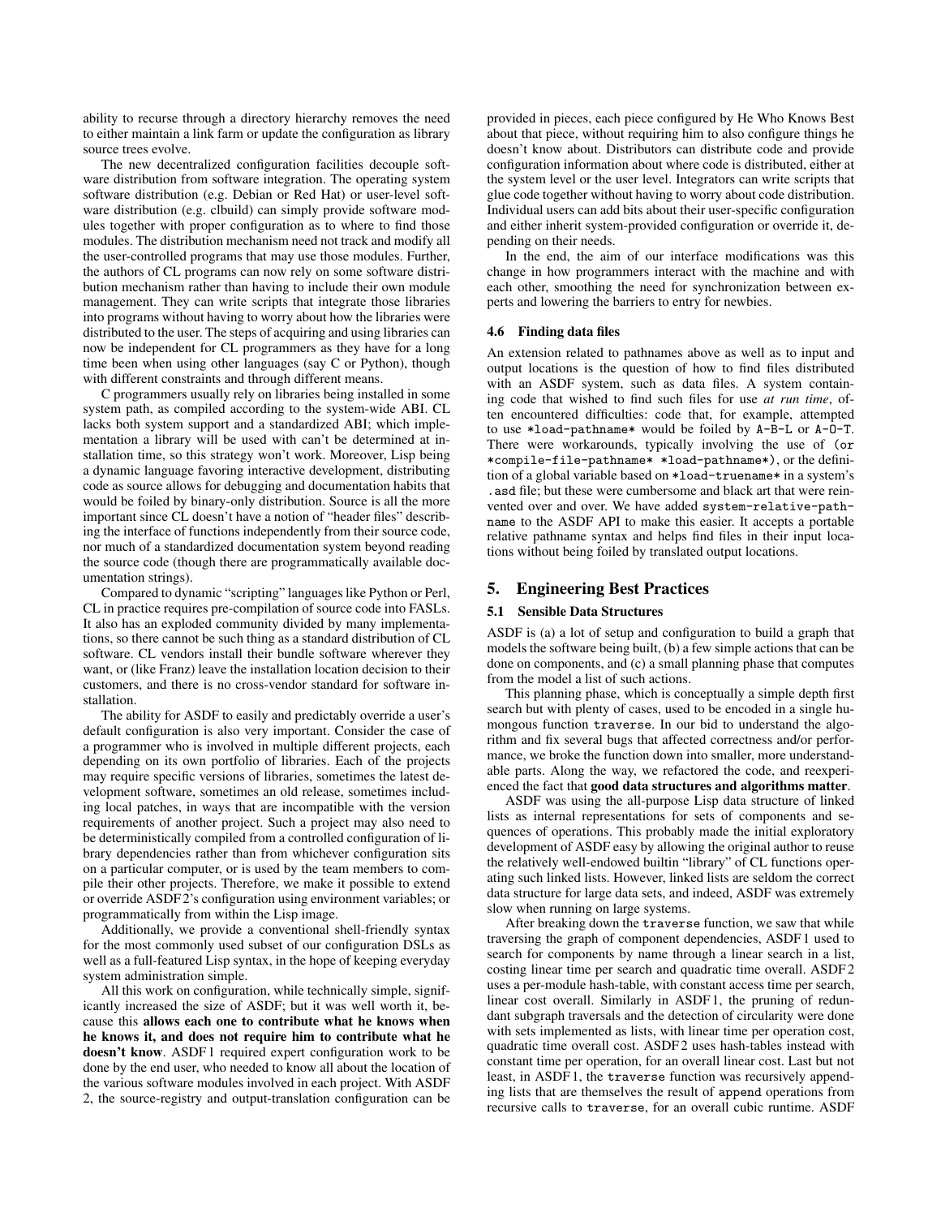ability to recurse through a directory hierarchy removes the need to either maintain a link farm or update the configuration as library source trees evolve.

The new decentralized configuration facilities decouple software distribution from software integration. The operating system software distribution (e.g. Debian or Red Hat) or user-level software distribution (e.g. clbuild) can simply provide software modules together with proper configuration as to where to find those modules. The distribution mechanism need not track and modify all the user-controlled programs that may use those modules. Further, the authors of CL programs can now rely on some software distribution mechanism rather than having to include their own module management. They can write scripts that integrate those libraries into programs without having to worry about how the libraries were distributed to the user. The steps of acquiring and using libraries can now be independent for CL programmers as they have for a long time been when using other languages (say C or Python), though with different constraints and through different means.

C programmers usually rely on libraries being installed in some system path, as compiled according to the system-wide ABI. CL lacks both system support and a standardized ABI; which implementation a library will be used with can't be determined at installation time, so this strategy won't work. Moreover, Lisp being a dynamic language favoring interactive development, distributing code as source allows for debugging and documentation habits that would be foiled by binary-only distribution. Source is all the more important since CL doesn't have a notion of "header files" describing the interface of functions independently from their source code, nor much of a standardized documentation system beyond reading the source code (though there are programmatically available documentation strings).

Compared to dynamic "scripting" languages like Python or Perl, CL in practice requires pre-compilation of source code into FASLs. It also has an exploded community divided by many implementations, so there cannot be such thing as a standard distribution of CL software. CL vendors install their bundle software wherever they want, or (like Franz) leave the installation location decision to their customers, and there is no cross-vendor standard for software installation.

The ability for ASDF to easily and predictably override a user's default configuration is also very important. Consider the case of a programmer who is involved in multiple different projects, each depending on its own portfolio of libraries. Each of the projects may require specific versions of libraries, sometimes the latest development software, sometimes an old release, sometimes including local patches, in ways that are incompatible with the version requirements of another project. Such a project may also need to be deterministically compiled from a controlled configuration of library dependencies rather than from whichever configuration sits on a particular computer, or is used by the team members to compile their other projects. Therefore, we make it possible to extend or override ASDF 2's configuration using environment variables; or programmatically from within the Lisp image.

Additionally, we provide a conventional shell-friendly syntax for the most commonly used subset of our configuration DSLs as well as a full-featured Lisp syntax, in the hope of keeping everyday system administration simple.

All this work on configuration, while technically simple, significantly increased the size of ASDF; but it was well worth it, because this **allows each one to contribute what he knows when he knows it, and does not require him to contribute what he doesn't know**. ASDF 1 required expert configuration work to be done by the end user, who needed to know all about the location of the various software modules involved in each project. With ASDF 2, the source-registry and output-translation configuration can be provided in pieces, each piece configured by He Who Knows Best about that piece, without requiring him to also configure things he doesn't know about. Distributors can distribute code and provide configuration information about where code is distributed, either at the system level or the user level. Integrators can write scripts that glue code together without having to worry about code distribution. Individual users can add bits about their user-specific configuration and either inherit system-provided configuration or override it, depending on their needs.

In the end, the aim of our interface modifications was this change in how programmers interact with the machine and with each other, smoothing the need for synchronization between experts and lowering the barriers to entry for newbies.

### 4.6 Finding data files

An extension related to pathnames above as well as to input and output locations is the question of how to find files distributed with an ASDF system, such as data files. A system containing code that wished to find such files for use *at run time*, often encountered difficulties: code that, for example, attempted to use `*load-pathname*` would be foiled by A-B-L or A-O-T. There were workarounds, typically involving the use of `(or *compile-file-pathname* *load-pathname*)`, or the definition of a global variable based on `*load-truename*` in a system's `.asd` file; but these were cumbersome and black art that were reinvented over and over. We have added `system-relative-pathname` to the ASDF API to make this easier. It accepts a portable relative pathname syntax and helps find files in their input locations without being foiled by translated output locations.

## 5. Engineering Best Practices

### 5.1 Sensible Data Structures

ASDF is (a) a lot of setup and configuration to build a graph that models the software being built, (b) a few simple actions that can be done on components, and (c) a small planning phase that computes from the model a list of such actions.

This planning phase, which is conceptually a simple depth first search but with plenty of cases, used to be encoded in a single humongous function `traverse`. In our bid to understand the algorithm and fix several bugs that affected correctness and/or performance, we broke the function down into smaller, more understandable parts. Along the way, we refactored the code, and reexperienced the fact that **good data structures and algorithms matter**.

ASDF was using the all-purpose Lisp data structure of linked lists as internal representations for sets of components and sequences of operations. This probably made the initial exploratory development of ASDF easy by allowing the original author to reuse the relatively well-endowed builtin "library" of CL functions operating such linked lists. However, linked lists are seldom the correct data structure for large data sets, and indeed, ASDF was extremely slow when running on large systems.

After breaking down the `traverse` function, we saw that while traversing the graph of component dependencies, ASDF 1 used to search for components by name through a linear search in a list, costing linear time per search and quadratic time overall. ASDF 2 uses a per-module hash-table, with constant access time per search, linear cost overall. Similarly in ASDF 1, the pruning of redundant subgraph traversals and the detection of circularity were done with sets implemented as lists, with linear time per operation cost, quadratic time overall cost. ASDF 2 uses hash-tables instead with constant time per operation, for an overall linear cost. Last but not least, in ASDF 1, the `traverse` function was recursively appending lists that are themselves the result of `append` operations from recursive calls to `traverse`, for an overall cubic runtime. ASDF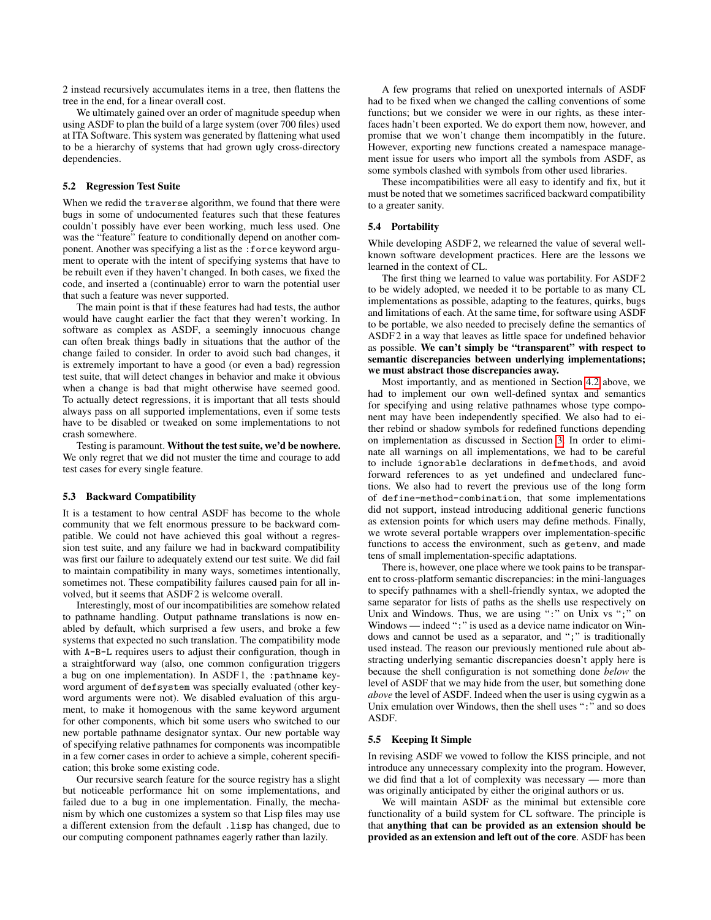2 instead recursively accumulates items in a tree, then flattens the tree in the end, for a linear overall cost.

We ultimately gained over an order of magnitude speedup when using ASDF to plan the build of a large system (over 700 files) used at ITA Software. This system was generated by flattening what used to be a hierarchy of systems that had grown ugly cross-directory dependencies.

### 5.2 Regression Test Suite

When we redid the `traverse` algorithm, we found that there were bugs in some of undocumented features such that these features couldn't possibly have ever been working, much less used. One was the "feature" feature to conditionally depend on another component. Another was specifying a list as the `:force` keyword argument to operate with the intent of specifying systems that have to be rebuilt even if they haven't changed. In both cases, we fixed the code, and inserted a (continuable) error to warn the potential user that such a feature was never supported.

The main point is that if these features had had tests, the author would have caught earlier the fact that they weren't working. In software as complex as ASDF, a seemingly innocuous change can often break things badly in situations that the author of the change failed to consider. In order to avoid such bad changes, it is extremely important to have a good (or even a bad) regression test suite, that will detect changes in behavior and make it obvious when a change is bad that might otherwise have seemed good. To actually detect regressions, it is important that all tests should always pass on all supported implementations, even if some tests have to be disabled or tweaked on some implementations to not crash somewhere.

Testing is paramount. **Without the test suite, we'd be nowhere.** We only regret that we did not muster the time and courage to add test cases for every single feature.

### 5.3 Backward Compatibility

It is a testament to how central ASDF has become to the whole community that we felt enormous pressure to be backward compatible. We could not have achieved this goal without a regression test suite, and any failure we had in backward compatibility was first our failure to adequately extend our test suite. We did fail to maintain compatibility in many ways, sometimes intentionally, sometimes not. These compatibility failures caused pain for all involved, but it seems that ASDF 2 is welcome overall.

Interestingly, most of our incompatibilities are somehow related to pathname handling. Output pathname translations is now enabled by default, which surprised a few users, and broke a few systems that expected no such translation. The compatibility mode with A-B-L requires users to adjust their configuration, though in a straightforward way (also, one common configuration triggers a bug on one implementation). In ASDF 1, the `:pathname` keyword argument of `defsystem` was specially evaluated (other keyword arguments were not). We disabled evaluation of this argument, to make it homogenous with the same keyword argument for other components, which bit some users who switched to our new portable pathname designator syntax. Our new portable way of specifying relative pathnames for components was incompatible in a few corner cases in order to achieve a simple, coherent specification; this broke some existing code.

Our recursive search feature for the source registry has a slight but noticeable performance hit on some implementations, and failed due to a bug in one implementation. Finally, the mechanism by which one customizes a system so that Lisp files may use a different extension from the default `.lisp` has changed, due to our computing component pathnames eagerly rather than lazily.

A few programs that relied on unexported internals of ASDF had to be fixed when we changed the calling conventions of some functions; but we consider we were in our rights, as these interfaces hadn't been exported. We do export them now, however, and promise that we won't change them incompatibly in the future. However, exporting new functions created a namespace management issue for users who import all the symbols from ASDF, as some symbols clashed with symbols from other used libraries.

These incompatibilities were all easy to identify and fix, but it must be noted that we sometimes sacrificed backward compatibility to a greater sanity.

### 5.4 Portability

While developing ASDF 2, we relearned the value of several well-known software development practices. Here are the lessons we learned in the context of CL.

The first thing we learned to value was portability. For ASDF 2 to be widely adopted, we needed it to be portable to as many CL implementations as possible, adapting to the features, quirks, bugs and limitations of each. At the same time, for software using ASDF to be portable, we also needed to precisely define the semantics of ASDF 2 in a way that leaves as little space for undefined behavior as possible. **We can't simply be "transparent" with respect to semantic discrepancies between underlying implementations; we must abstract those discrepancies away.**

Most importantly, and as mentioned in Section 4.2 above, we had to implement our own well-defined syntax and semantics for specifying and using relative pathnames whose type component may have been independently specified. We also had to either rebind or shadow symbols for redefined functions depending on implementation as discussed in Section 3. In order to eliminate all warnings on all implementations, we had to be careful to include `ignorable` declarations in `defmethods`, and avoid forward references to as yet undefined and undeclared functions. We also had to revert the previous use of the long form of `define-method-combination`, that some implementations did not support, instead introducing additional generic functions as extension points for which users may define methods. Finally, we wrote several portable wrappers over implementation-specific functions to access the environment, such as `getenv`, and made tens of small implementation-specific adaptations.

There is, however, one place where we took pains to be transparent to cross-platform semantic discrepancies: in the mini-languages to specify pathnames with a shell-friendly syntax, we adopted the same separator for lists of paths as the shells use respectively on Unix and Windows. Thus, we are using "`:`" on Unix vs "`;`" on Windows — indeed "`:`" is used as a device name indicator on Windows and cannot be used as a separator, and "`;`" is traditionally used instead. The reason our previously mentioned rule about abstracting underlying semantic discrepancies doesn't apply here is because the shell configuration is not something done *below* the level of ASDF that we may hide from the user, but something done *above* the level of ASDF. Indeed when the user is using cygwin as a Unix emulation over Windows, then the shell uses "`:`" and so does ASDF.

### 5.5 Keeping It Simple

In revising ASDF we vowed to follow the KISS principle, and not introduce any unnecessary complexity into the program. However, we did find that a lot of complexity was necessary — more than was originally anticipated by either the original authors or us.

We will maintain ASDF as the minimal but extensible core functionality of a build system for CL software. The principle is that **anything that can be provided as an extension should be provided as an extension and left out of the core**. ASDF has been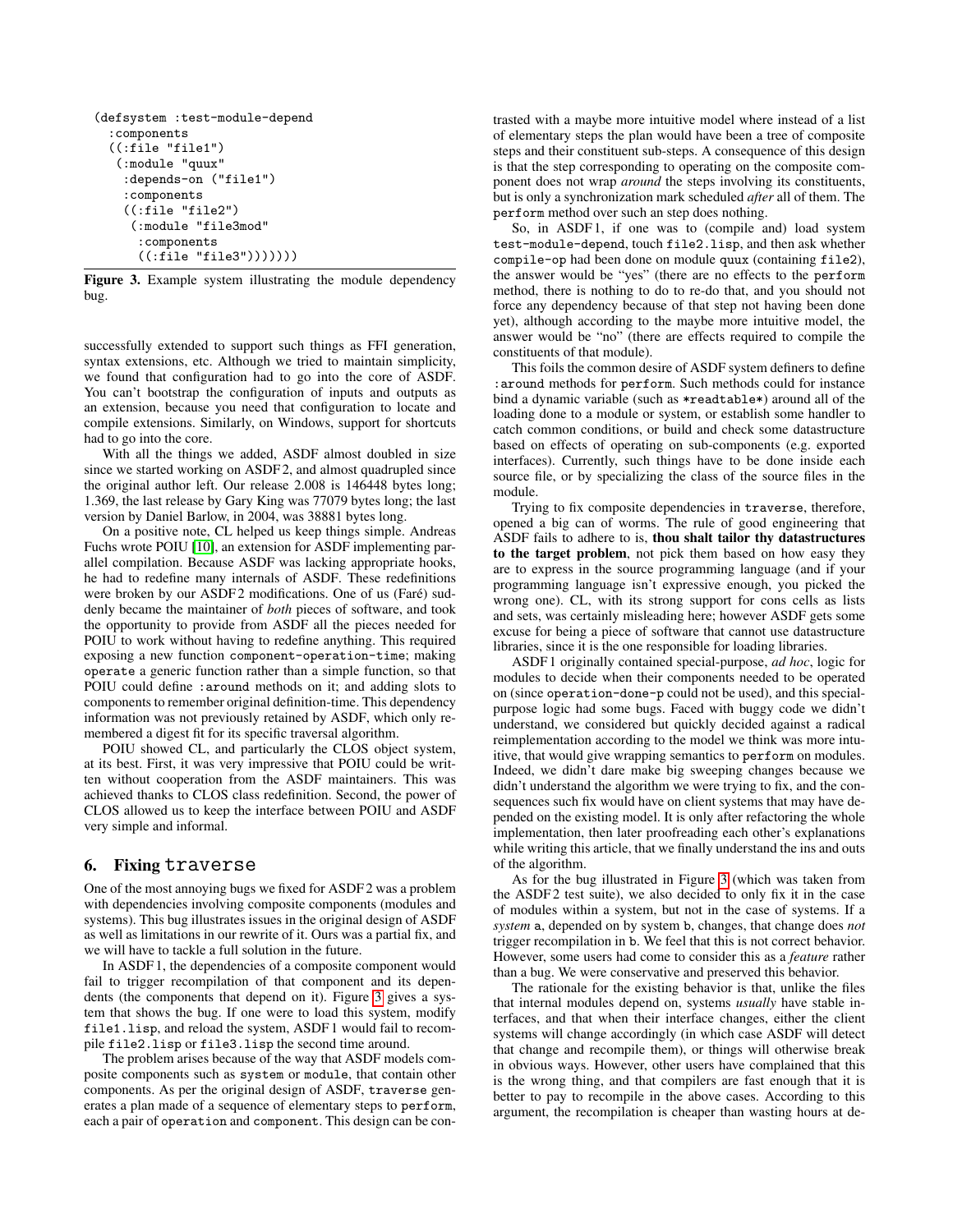```
(defsystem :test-module-depend
  :components
  ((:file "file1")
   (:module "quux"
    :depends-on ("file1")
    :components
    ((:file "file2")
     (:module "file3mod"
      :components
      ((:file "file3")))))))
```

**Figure 3.** Example system illustrating the module dependency bug.

successfully extended to support such things as FFI generation, syntax extensions, etc. Although we tried to maintain simplicity, we found that configuration had to go into the core of ASDF. You can't bootstrap the configuration of inputs and outputs as an extension, because you need that configuration to locate and compile extensions. Similarly, on Windows, support for shortcuts had to go into the core.

With all the things we added, ASDF almost doubled in size since we started working on ASDF 2, and almost quadrupled since the original author left. Our release 2.008 is 146448 bytes long; 1.369, the last release by Gary King was 77079 bytes long; the last version by Daniel Barlow, in 2004, was 38881 bytes long.

On a positive note, CL helped us keep things simple. Andreas Fuchs wrote POIU [10], an extension for ASDF implementing parallel compilation. Because ASDF was lacking appropriate hooks, he had to redefine many internals of ASDF. These redefinitions were broken by our ASDF 2 modifications. One of us (Faré) suddenly became the maintainer of *both* pieces of software, and took the opportunity to provide from ASDF all the pieces needed for POIU to work without having to redefine anything. This required exposing a new function `component-operation-time`; making `operate` a generic function rather than a simple function, so that POIU could define `:around` methods on it; and adding slots to components to remember original definition-time. This dependency information was not previously retained by ASDF, which only remembered a digest fit for its specific traversal algorithm.

POIU showed CL, and particularly the CLOS object system, at its best. First, it was very impressive that POIU could be written without cooperation from the ASDF maintainers. This was achieved thanks to CLOS class redefinition. Second, the power of CLOS allowed us to keep the interface between POIU and ASDF very simple and informal.

## 6. Fixing `traverse`

One of the most annoying bugs we fixed for ASDF 2 was a problem with dependencies involving composite components (modules and systems). This bug illustrates issues in the original design of ASDF as well as limitations in our rewrite of it. Ours was a partial fix, and we will have to tackle a full solution in the future.

In ASDF 1, the dependencies of a composite component would fail to trigger recompilation of that component and its dependents (the components that depend on it). Figure 3 gives a system that shows the bug. If one were to load this system, modify `file1.lisp`, and reload the system, ASDF 1 would fail to recompile `file2.lisp` or `file3.lisp` the second time around.

The problem arises because of the way that ASDF models composite components such as `system` or `module`, that contain other components. As per the original design of ASDF, `traverse` generates a plan made of a sequence of elementary steps to `perform`, each a pair of `operation` and `component`. This design can be contrasted with a maybe more intuitive model where instead of a list of elementary steps the plan would have been a tree of composite steps and their constituent sub-steps. A consequence of this design is that the step corresponding to operating on the composite component does not wrap *around* the steps involving its constituents, but is only a synchronization mark scheduled *after* all of them. The `perform` method over such an step does nothing.

So, in ASDF 1, if one was to (compile and) load system `test-module-depend`, touch `file2.lisp`, and then ask whether `compile-op` had been done on module `quux` (containing `file2`), the answer would be "yes" (there are no effects to the `perform` method, there is nothing to do to re-do that, and you should not force any dependency because of that step not having been done yet), although according to the maybe more intuitive model, the answer would be "no" (there are effects required to compile the constituents of that module).

This foils the common desire of ASDF system definers to define `:around` methods for `perform`. Such methods could for instance bind a dynamic variable (such as `*readtable*`) around all of the loading done to a module or system, or establish some handler to catch common conditions, or build and check some datastructure based on effects of operating on sub-components (e.g. exported interfaces). Currently, such things have to be done inside each source file, or by specializing the class of the source files in the module.

Trying to fix composite dependencies in `traverse`, therefore, opened a big can of worms. The rule of good engineering that ASDF fails to adhere to is, **thou shalt tailor thy datastructures to the target problem**, not pick them based on how easy they are to express in the source programming language (and if your programming language isn't expressive enough, you picked the wrong one). CL, with its strong support for cons cells as lists and sets, was certainly misleading here; however ASDF gets some excuse for being a piece of software that cannot use datastructure libraries, since it is the one responsible for loading libraries.

ASDF 1 originally contained special-purpose, *ad hoc*, logic for modules to decide when their components needed to be operated on (since `operation-done-p` could not be used), and this special-purpose logic had some bugs. Faced with buggy code we didn't understand, we considered but quickly decided against a radical reimplementation according to the model we think was more intuitive, that would give wrapping semantics to `perform` on modules. Indeed, we didn't dare make big sweeping changes because we didn't understand the algorithm we were trying to fix, and the consequences such fix would have on client systems that may have depended on the existing model. It is only after refactoring the whole implementation, then later proofreading each other's explanations while writing this article, that we finally understand the ins and outs of the algorithm.

As for the bug illustrated in Figure 3 (which was taken from the ASDF 2 test suite), we also decided to only fix it in the case of modules within a system, but not in the case of systems. If a *system* `a`, depended on by system `b`, changes, that change does *not* trigger recompilation in `b`. We feel that this is not correct behavior. However, some users had come to consider this as a *feature* rather than a bug. We were conservative and preserved this behavior.

The rationale for the existing behavior is that, unlike the files that internal modules depend on, systems *usually* have stable interfaces, and that when their interface changes, either the client systems will change accordingly (in which case ASDF will detect that change and recompile them), or things will otherwise break in obvious ways. However, other users have complained that this is the wrong thing, and that compilers are fast enough that it is better to pay to recompile in the above cases. According to this argument, the recompilation is cheaper than wasting hours at de-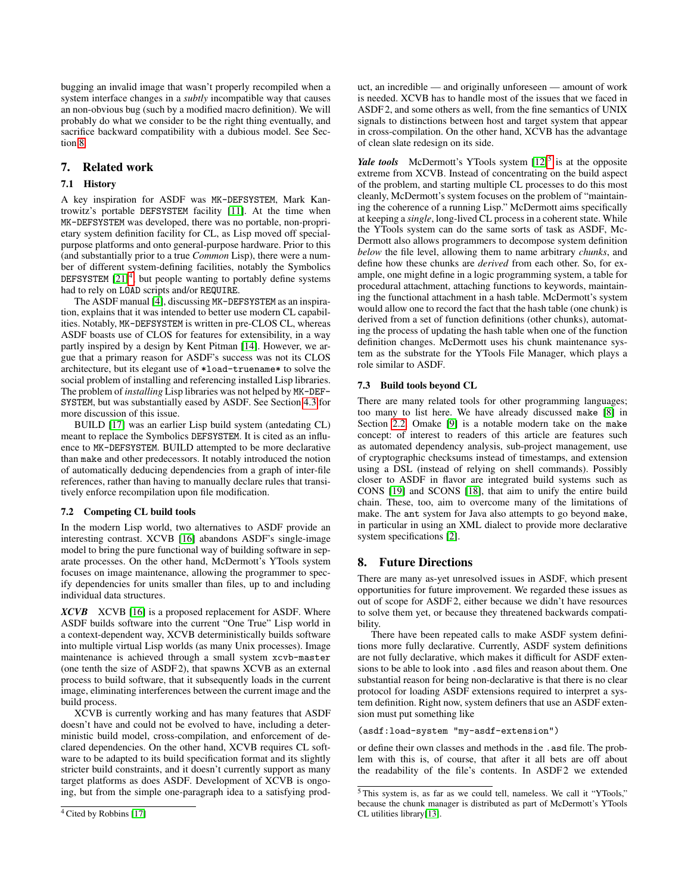bugging an invalid image that wasn't properly recompiled when a system interface changes in a *subtly* incompatible way that causes an non-obvious bug (such by a modified macro definition). We will probably do what we consider to be the right thing eventually, and sacrifice backward compatibility with a dubious model. See Section 8.

# 7. Related work

## 7.1 History

A key inspiration for ASDF was MK-DEFSYSTEM, Mark Kantrowitz's portable DEFSYSTEM facility [11]. At the time when MK-DEFSYSTEM was developed, there was no portable, non-proprietary system definition facility for CL, as Lisp moved off special-purpose platforms and onto general-purpose hardware. Prior to this (and substantially prior to a true *Common* Lisp), there were a number of different system-defining facilities, notably the Symbolics DEFSYSTEM [21][4], but people wanting to portably define systems had to rely on LOAD scripts and/or REQUIRE.

The ASDF manual [4], discussing MK-DEFSYSTEM as an inspiration, explains that it was intended to better use modern CL capabilities. Notably, MK-DEFSYSTEM is written in pre-CLOS CL, whereas ASDF boasts use of CLOS for features for extensibility, in a way partly inspired by a design by Kent Pitman [14]. However, we argue that a primary reason for ASDF's success was not its CLOS architecture, but its elegant use of *load-truename* to solve the social problem of installing and referencing installed Lisp libraries. The problem of *installing* Lisp libraries was not helped by MK-DEFSYSTEM, but was substantially eased by ASDF. See Section 4.3 for more discussion of this issue.

BUILD [17] was an earlier Lisp build system (antedating CL) meant to replace the Symbolics DEFSYSTEM. It is cited as an influence to MK-DEFSYSTEM. BUILD attempted to be more declarative than make and other predecessors. It notably introduced the notion of automatically deducing dependencies from a graph of inter-file references, rather than having to manually declare rules that transitively enforce recompilation upon file modification.

## 7.2 Competing CL build tools

In the modern Lisp world, two alternatives to ASDF provide an interesting contrast. XCVB [16] abandons ASDF's single-image model to bring the pure functional way of building software in separate processes. On the other hand, McDermott's YTools system focuses on image maintenance, allowing the programmer to specify dependencies for units smaller than files, up to and including individual data structures.

***XCVB*** XCVB [16] is a proposed replacement for ASDF. Where ASDF builds software into the current "One True" Lisp world in a context-dependent way, XCVB deterministically builds software into multiple virtual Lisp worlds (as many Unix processes). Image maintenance is achieved through a small system xcvb-master (one tenth the size of ASDF2), that spawns XCVB as an external process to build software, that it subsequently loads in the current image, eliminating interferences between the current image and the build process.

XCVB is currently working and has many features that ASDF doesn't have and could not be evolved to have, including a deterministic build model, cross-compilation, and enforcement of declared dependencies. On the other hand, XCVB requires CL software to be adapted to its build specification format and its slightly stricter build constraints, and it doesn't currently support as many target platforms as does ASDF. Development of XCVB is ongoing, but from the simple one-paragraph idea to a satisfying product, an incredible — and originally unforeseen — amount of work is needed. XCVB has to handle most of the issues that we faced in ASDF2, and some others as well, from the fine semantics of UNIX signals to distinctions between host and target system that appear in cross-compilation. On the other hand, XCVB has the advantage of clean slate redesign on its side.

***Yale tools*** McDermott's YTools system [12][5] is at the opposite extreme from XCVB. Instead of concentrating on the build aspect of the problem, and starting multiple CL processes to do this most cleanly, McDermott's system focuses on the problem of "maintaining the coherence of a running Lisp." McDermott aims specifically at keeping a *single*, long-lived CL process in a coherent state. While the YTools system can do the same sorts of task as ASDF, McDermott also allows programmers to decompose system definition *below* the file level, allowing them to name arbitrary *chunks*, and define how these chunks are *derived* from each other. So, for example, one might define in a logic programming system, a table for procedural attachment, attaching functions to keywords, maintaining the functional attachment in a hash table. McDermott's system would allow one to record the fact that the hash table (one chunk) is derived from a set of function definitions (other chunks), automating the process of updating the hash table when one of the function definition changes. McDermott uses his chunk maintenance system as the substrate for the YTools File Manager, which plays a role similar to ASDF.

## 7.3 Build tools beyond CL

There are many related tools for other programming languages; too many to list here. We have already discussed make [8] in Section 2.2. Omake [9] is a notable modern take on the make concept: of interest to readers of this article are features such as automated dependency analysis, sub-project management, use of cryptographic checksums instead of timestamps, and extension using a DSL (instead of relying on shell commands). Possibly closer to ASDF in flavor are integrated build systems such as CONS [19] and SCONS [18], that aim to unify the entire build chain. These, too, aim to overcome many of the limitations of make. The ant system for Java also attempts to go beyond make, in particular in using an XML dialect to provide more declarative system specifications [2].

# 8. Future Directions

There are many as-yet unresolved issues in ASDF, which present opportunities for future improvement. We regarded these issues as out of scope for ASDF2, either because we didn't have resources to solve them yet, or because they threatened backwards compatibility.

There have been repeated calls to make ASDF system definitions more fully declarative. Currently, ASDF system definitions are not fully declarative, which makes it difficult for ASDF extensions to be able to look into .asd files and reason about them. One substantial reason for being non-declarative is that there is no clear protocol for loading ASDF extensions required to interpret a system definition. Right now, system definers that use an ASDF extension must put something like

```
(asdf:load-system "my-asdf-extension")
```

or define their own classes and methods in the .asd file. The problem with this is, of course, that after it all bets are off about the readability of the file's contents. In ASDF2 we extended

---

[4] Cited by Robbins [17]

[5] This system is, as far as we could tell, nameless. We call it "YTools," because the chunk manager is distributed as part of McDermott's YTools CL utilities library[13].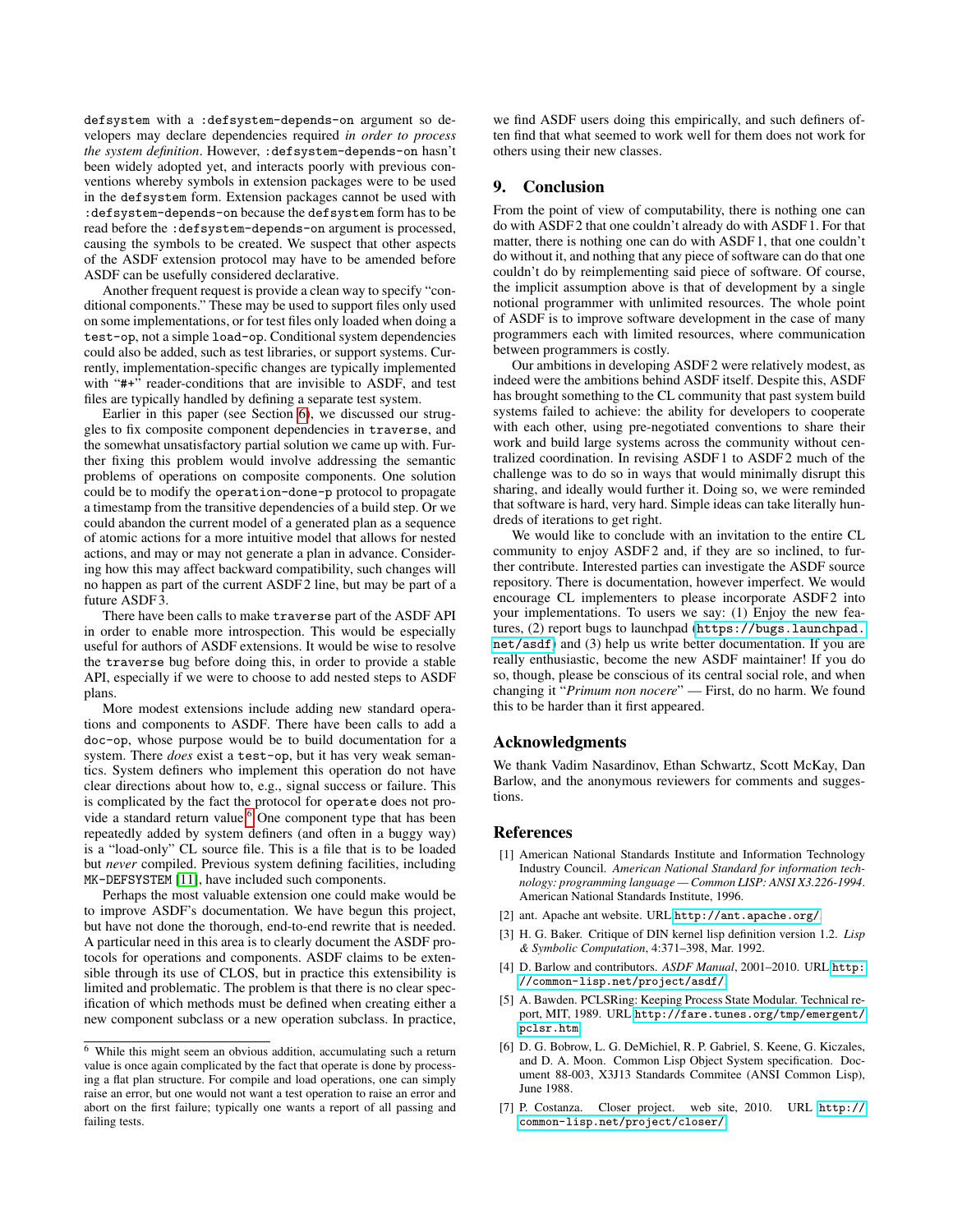defsystem with a :defsystem-depends-on argument so developers may declare dependencies required *in order to process the system definition*. However, :defsystem-depends-on hasn't been widely adopted yet, and interacts poorly with previous conventions whereby symbols in extension packages were to be used in the defsystem form. Extension packages cannot be used with :defsystem-depends-on because the defsystem form has to be read before the :defsystem-depends-on argument is processed, causing the symbols to be created. We suspect that other aspects of the ASDF extension protocol may have to be amended before ASDF can be usefully considered declarative.

Another frequent request is provide a clean way to specify "conditional components." These may be used to support files only used on some implementations, or for test files only loaded when doing a test-op, not a simple load-op. Conditional system dependencies could also be added, such as test libraries, or support systems. Currently, implementation-specific changes are typically implemented with "#+" reader-conditions that are invisible to ASDF, and test files are typically handled by defining a separate test system.

Earlier in this paper (see Section 6), we discussed our struggles to fix composite component dependencies in traverse, and the somewhat unsatisfactory partial solution we came up with. Further fixing this problem would involve addressing the semantic problems of operations on composite components. One solution could be to modify the operation-done-p protocol to propagate a timestamp from the transitive dependencies of a build step. Or we could abandon the current model of a generated plan as a sequence of atomic actions for a more intuitive model that allows for nested actions, and may or may not generate a plan in advance. Considering how this may affect backward compatibility, such changes will no happen as part of the current ASDF 2 line, but may be part of a future ASDF 3.

There have been calls to make traverse part of the ASDF API in order to enable more introspection. This would be especially useful for authors of ASDF extensions. It would be wise to resolve the traverse bug before doing this, in order to provide a stable API, especially if we were to choose to add nested steps to ASDF plans.

More modest extensions include adding new standard operations and components to ASDF. There have been calls to add a doc-op, whose purpose would be to build documentation for a system. There *does* exist a test-op, but it has very weak semantics. System definers who implement this operation do not have clear directions about how to, e.g., signal success or failure. This is complicated by the fact the protocol for operate does not provide a standard return value.[6] One component type that has been repeatedly added by system definers (and often in a buggy way) is a "load-only" CL source file. This is a file that is to be loaded but *never* compiled. Previous system defining facilities, including MK-DEFSYSTEM [11], have included such components.

Perhaps the most valuable extension one could make would be to improve ASDF's documentation. We have begun this project, but have not done the thorough, end-to-end rewrite that is needed. A particular need in this area is to clearly document the ASDF protocols for operations and components. ASDF claims to be extensible through its use of CLOS, but in practice this extensibility is limited and problematic. The problem is that there is no clear specification of which methods must be defined when creating either a new component subclass or a new operation subclass. In practice, we find ASDF users doing this empirically, and such definers often find that what seemed to work well for them does not work for others using their new classes.

[6] While this might seem an obvious addition, accumulating such a return value is once again complicated by the fact that operate is done by processing a flat plan structure. For compile and load operations, one can simply raise an error, but one would not want a test operation to raise an error and abort on the first failure; typically one wants a report of all passing and failing tests.

## 9. Conclusion

From the point of view of computability, there is nothing one can do with ASDF 2 that one couldn't already do with ASDF 1. For that matter, there is nothing one can do with ASDF 1, that one couldn't do without it, and nothing that any piece of software can do that one couldn't do by reimplementing said piece of software. Of course, the implicit assumption above is that of development by a single notional programmer with unlimited resources. The whole point of ASDF is to improve software development in the case of many programmers each with limited resources, where communication between programmers is costly.

Our ambitions in developing ASDF 2 were relatively modest, as indeed were the ambitions behind ASDF itself. Despite this, ASDF has brought something to the CL community that past system build systems failed to achieve: the ability for developers to cooperate with each other, using pre-negotiated conventions to share their work and build large systems across the community without centralized coordination. In revising ASDF 1 to ASDF 2 much of the challenge was to do so in ways that would minimally disrupt this sharing, and ideally would further it. Doing so, we were reminded that software is hard, very hard. Simple ideas can take literally hundreds of iterations to get right.

We would like to conclude with an invitation to the entire CL community to enjoy ASDF 2 and, if they are so inclined, to further contribute. Interested parties can investigate the ASDF source repository. There is documentation, however imperfect. We would encourage CL implementers to please incorporate ASDF 2 into your implementations. To users we say: (1) Enjoy the new features, (2) report bugs to launchpad (https://bugs.launchpad.net/asdf) and (3) help us write better documentation. If you are really enthusiastic, become the new ASDF maintainer! If you do so, though, please be conscious of its central social role, and when changing it "*Primum non nocere*" — First, do no harm. We found this to be harder than it first appeared.

## Acknowledgments

We thank Vadim Nasardinov, Ethan Schwartz, Scott McKay, Dan Barlow, and the anonymous reviewers for comments and suggestions.

## References

[1] American National Standards Institute and Information Technology Industry Council. *American National Standard for information technology: programming language — Common LISP: ANSI X3.226-1994*. American National Standards Institute, 1996.

[2] ant. Apache ant website. URL http://ant.apache.org/.

[3] H. G. Baker. Critique of DIN kernel lisp definition version 1.2. *Lisp & Symbolic Computation*, 4:371–398, Mar. 1992.

[4] D. Barlow and contributors. *ASDF Manual*, 2001–2010. URL http://common-lisp.net/project/asdf/.

[5] A. Bawden. PCLSRing: Keeping Process State Modular. Technical report, MIT, 1989. URL http://fare.tunes.org/tmp/emergent/pclsr.htm.

[6] D. G. Bobrow, L. G. DeMichiel, R. P. Gabriel, S. Keene, G. Kiczales, and D. A. Moon. Common Lisp Object System specification. Document 88-003, X3J13 Standards Commitee (ANSI Common Lisp), June 1988.

[7] P. Costanza. Closer project. web site, 2010. URL http://common-lisp.net/project/closer/.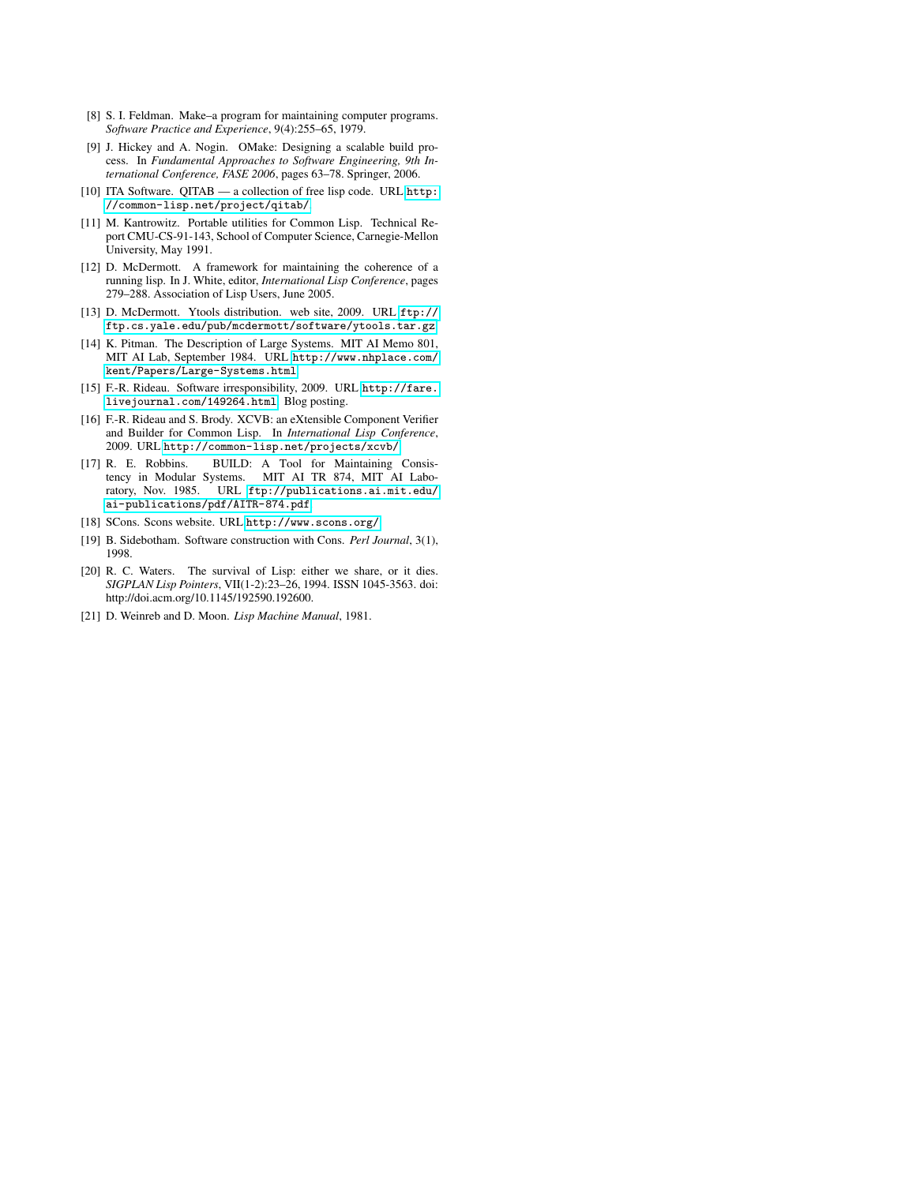[8] S. I. Feldman. Make–a program for maintaining computer programs. *Software Practice and Experience*, 9(4):255–65, 1979.

[9] J. Hickey and A. Nogin. OMake: Designing a scalable build process. In *Fundamental Approaches to Software Engineering, 9th International Conference, FASE 2006*, pages 63–78. Springer, 2006.

[10] ITA Software. QITAB — a collection of free lisp code. URL `http://common-lisp.net/project/qitab/`.

[11] M. Kantrowitz. Portable utilities for Common Lisp. Technical Report CMU-CS-91-143, School of Computer Science, Carnegie-Mellon University, May 1991.

[12] D. McDermott. A framework for maintaining the coherence of a running lisp. In J. White, editor, *International Lisp Conference*, pages 279–288. Association of Lisp Users, June 2005.

[13] D. McDermott. Ytools distribution. web site, 2009. URL `ftp://ftp.cs.yale.edu/pub/mcdermott/software/ytools.tar.gz`.

[14] K. Pitman. The Description of Large Systems. MIT AI Memo 801, MIT AI Lab, September 1984. URL `http://www.nhplace.com/kent/Papers/Large-Systems.html`.

[15] F.-R. Rideau. Software irresponsibility, 2009. URL `http://fare.livejournal.com/149264.html`. Blog posting.

[16] F.-R. Rideau and S. Brody. XCVB: an eXtensible Component Verifier and Builder for Common Lisp. In *International Lisp Conference*, 2009. URL `http://common-lisp.net/projects/xcvb/`.

[17] R. E. Robbins. BUILD: A Tool for Maintaining Consistency in Modular Systems. MIT AI TR 874, MIT AI Laboratory, Nov. 1985. URL `ftp://publications.ai.mit.edu/ai-publications/pdf/AITR-874.pdf`.

[18] SCons. Scons website. URL `http://www.scons.org/`.

[19] B. Sidebotham. Software construction with Cons. *Perl Journal*, 3(1), 1998.

[20] R. C. Waters. The survival of Lisp: either we share, or it dies. *SIGPLAN Lisp Pointers*, VII(1-2):23–26, 1994. ISSN 1045-3563. doi: http://doi.acm.org/10.1145/192590.192600.

[21] D. Weinreb and D. Moon. *Lisp Machine Manual*, 1981.